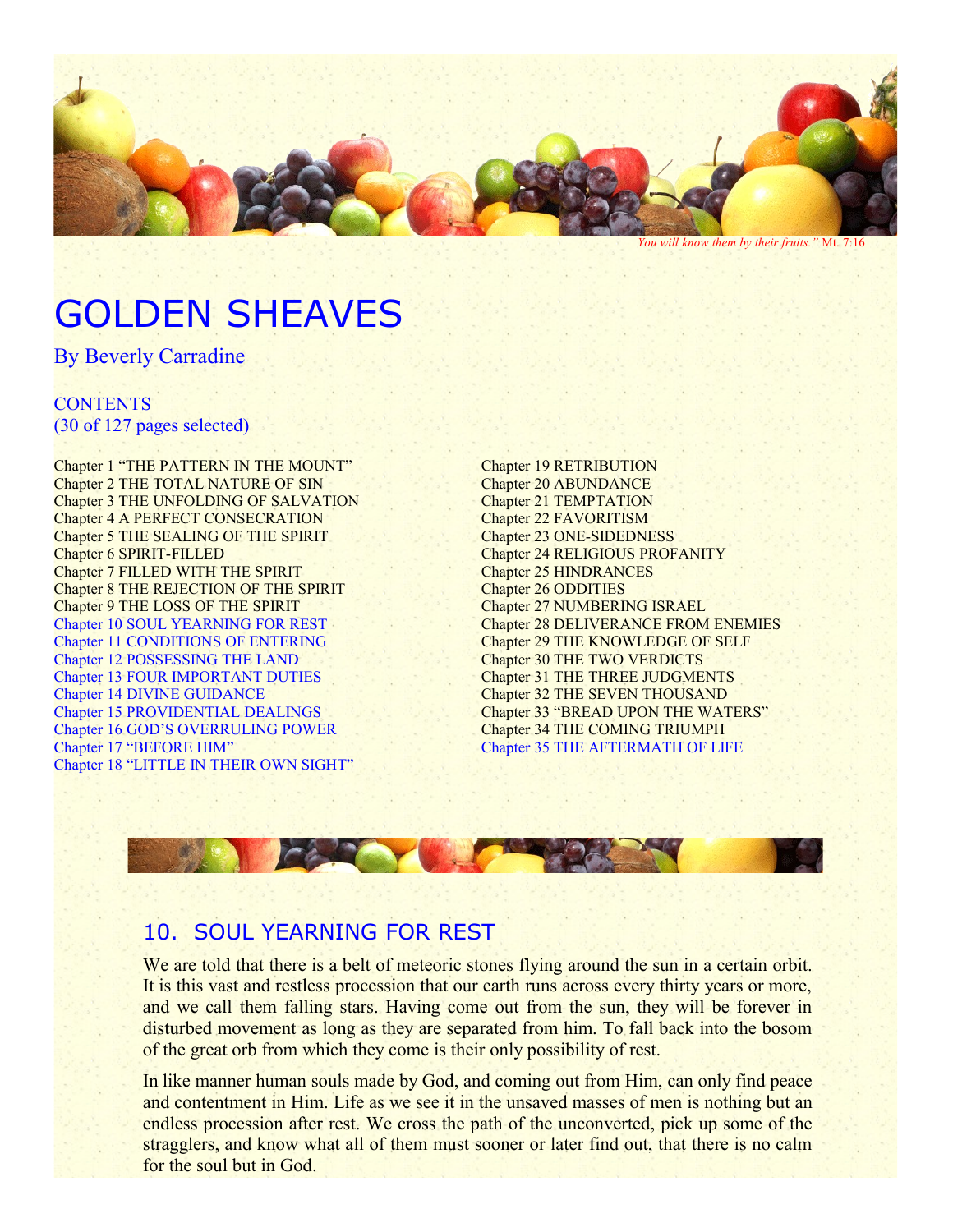*You will know them by their fruits."* Mt. 7:16

# GOLDEN SHEAVES

By Beverly Carradine

CONTENTS
(30 of 127 pages selected)

Chapter 1 "THE PATTERN IN THE MOUNT"
Chapter 2 THE TOTAL NATURE OF SIN
Chapter 3 THE UNFOLDING OF SALVATION
Chapter 4 A PERFECT CONSECRATION
Chapter 5 THE SEALING OF THE SPIRIT
Chapter 6 SPIRIT-FILLED
Chapter 7 FILLED WITH THE SPIRIT
Chapter 8 THE REJECTION OF THE SPIRIT
Chapter 9 THE LOSS OF THE SPIRIT
Chapter 10 SOUL YEARNING FOR REST
Chapter 11 CONDITIONS OF ENTERING
Chapter 12 POSSESSING THE LAND
Chapter 13 FOUR IMPORTANT DUTIES
Chapter 14 DIVINE GUIDANCE
Chapter 15 PROVIDENTIAL DEALINGS
Chapter 16 GOD'S OVERRULING POWER
Chapter 17 "BEFORE HIM"
Chapter 18 "LITTLE IN THEIR OWN SIGHT"
Chapter 19 RETRIBUTION
Chapter 20 ABUNDANCE
Chapter 21 TEMPTATION
Chapter 22 FAVORITISM
Chapter 23 ONE-SIDEDNESS
Chapter 24 RELIGIOUS PROFANITY
Chapter 25 HINDRANCES
Chapter 26 ODDITIES
Chapter 27 NUMBERING ISRAEL
Chapter 28 DELIVERANCE FROM ENEMIES
Chapter 29 THE KNOWLEDGE OF SELF
Chapter 30 THE TWO VERDICTS
Chapter 31 THE THREE JUDGMENTS
Chapter 32 THE SEVEN THOUSAND
Chapter 33 "BREAD UPON THE WATERS"
Chapter 34 THE COMING TRIUMPH
Chapter 35 THE AFTERMATH OF LIFE

## 10. SOUL YEARNING FOR REST

We are told that there is a belt of meteoric stones flying around the sun in a certain orbit. It is this vast and restless procession that our earth runs across every thirty years or more, and we call them falling stars. Having come out from the sun, they will be forever in disturbed movement as long as they are separated from him. To fall back into the bosom of the great orb from which they come is their only possibility of rest.

In like manner human souls made by God, and coming out from Him, can only find peace and contentment in Him. Life as we see it in the unsaved masses of men is nothing but an endless procession after rest. We cross the path of the unconverted, pick up some of the stragglers, and know what all of them must sooner or later find out, that there is no calm for the soul but in God.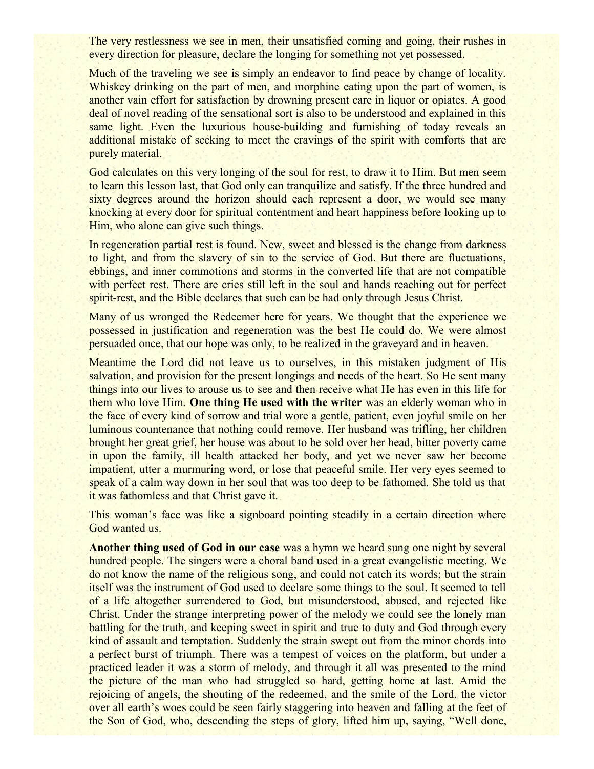The very restlessness we see in men, their unsatisfied coming and going, their rushes in every direction for pleasure, declare the longing for something not yet possessed.

Much of the traveling we see is simply an endeavor to find peace by change of locality. Whiskey drinking on the part of men, and morphine eating upon the part of women, is another vain effort for satisfaction by drowning present care in liquor or opiates. A good deal of novel reading of the sensational sort is also to be understood and explained in this same light. Even the luxurious house-building and furnishing of today reveals an additional mistake of seeking to meet the cravings of the spirit with comforts that are purely material.

God calculates on this very longing of the soul for rest, to draw it to Him. But men seem to learn this lesson last, that God only can tranquilize and satisfy. If the three hundred and sixty degrees around the horizon should each represent a door, we would see many knocking at every door for spiritual contentment and heart happiness before looking up to Him, who alone can give such things.

In regeneration partial rest is found. New, sweet and blessed is the change from darkness to light, and from the slavery of sin to the service of God. But there are fluctuations, ebbings, and inner commotions and storms in the converted life that are not compatible with perfect rest. There are cries still left in the soul and hands reaching out for perfect spirit-rest, and the Bible declares that such can be had only through Jesus Christ.

Many of us wronged the Redeemer here for years. We thought that the experience we possessed in justification and regeneration was the best He could do. We were almost persuaded once, that our hope was only, to be realized in the graveyard and in heaven.

Meantime the Lord did not leave us to ourselves, in this mistaken judgment of His salvation, and provision for the present longings and needs of the heart. So He sent many things into our lives to arouse us to see and then receive what He has even in this life for them who love Him. **One thing He used with the writer** was an elderly woman who in the face of every kind of sorrow and trial wore a gentle, patient, even joyful smile on her luminous countenance that nothing could remove. Her husband was trifling, her children brought her great grief, her house was about to be sold over her head, bitter poverty came in upon the family, ill health attacked her body, and yet we never saw her become impatient, utter a murmuring word, or lose that peaceful smile. Her very eyes seemed to speak of a calm way down in her soul that was too deep to be fathomed. She told us that it was fathomless and that Christ gave it.

This woman's face was like a signboard pointing steadily in a certain direction where God wanted us.

**Another thing used of God in our case** was a hymn we heard sung one night by several hundred people. The singers were a choral band used in a great evangelistic meeting. We do not know the name of the religious song, and could not catch its words; but the strain itself was the instrument of God used to declare some things to the soul. It seemed to tell of a life altogether surrendered to God, but misunderstood, abused, and rejected like Christ. Under the strange interpreting power of the melody we could see the lonely man battling for the truth, and keeping sweet in spirit and true to duty and God through every kind of assault and temptation. Suddenly the strain swept out from the minor chords into a perfect burst of triumph. There was a tempest of voices on the platform, but under a practiced leader it was a storm of melody, and through it all was presented to the mind the picture of the man who had struggled so hard, getting home at last. Amid the rejoicing of angels, the shouting of the redeemed, and the smile of the Lord, the victor over all earth's woes could be seen fairly staggering into heaven and falling at the feet of the Son of God, who, descending the steps of glory, lifted him up, saying, "Well done,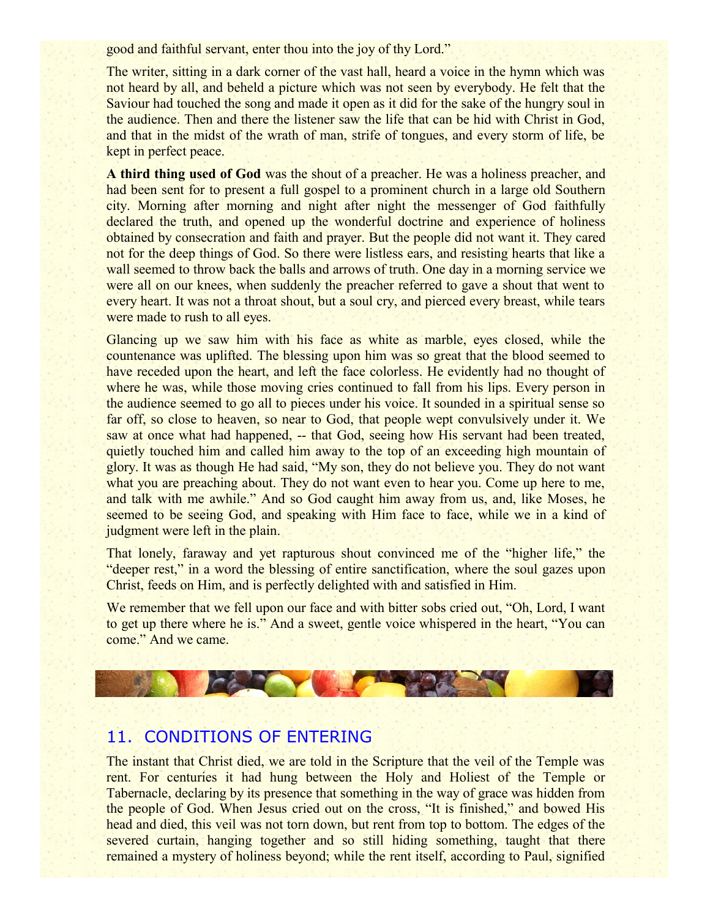good and faithful servant, enter thou into the joy of thy Lord."

The writer, sitting in a dark corner of the vast hall, heard a voice in the hymn which was not heard by all, and beheld a picture which was not seen by everybody. He felt that the Saviour had touched the song and made it open as it did for the sake of the hungry soul in the audience. Then and there the listener saw the life that can be hid with Christ in God, and that in the midst of the wrath of man, strife of tongues, and every storm of life, be kept in perfect peace.

**A third thing used of God** was the shout of a preacher. He was a holiness preacher, and had been sent for to present a full gospel to a prominent church in a large old Southern city. Morning after morning and night after night the messenger of God faithfully declared the truth, and opened up the wonderful doctrine and experience of holiness obtained by consecration and faith and prayer. But the people did not want it. They cared not for the deep things of God. So there were listless ears, and resisting hearts that like a wall seemed to throw back the balls and arrows of truth. One day in a morning service we were all on our knees, when suddenly the preacher referred to gave a shout that went to every heart. It was not a throat shout, but a soul cry, and pierced every breast, while tears were made to rush to all eyes.

Glancing up we saw him with his face as white as marble, eyes closed, while the countenance was uplifted. The blessing upon him was so great that the blood seemed to have receded upon the heart, and left the face colorless. He evidently had no thought of where he was, while those moving cries continued to fall from his lips. Every person in the audience seemed to go all to pieces under his voice. It sounded in a spiritual sense so far off, so close to heaven, so near to God, that people wept convulsively under it. We saw at once what had happened, -- that God, seeing how His servant had been treated, quietly touched him and called him away to the top of an exceeding high mountain of glory. It was as though He had said, "My son, they do not believe you. They do not want what you are preaching about. They do not want even to hear you. Come up here to me, and talk with me awhile." And so God caught him away from us, and, like Moses, he seemed to be seeing God, and speaking with Him face to face, while we in a kind of judgment were left in the plain.

That lonely, faraway and yet rapturous shout convinced me of the "higher life," the "deeper rest," in a word the blessing of entire sanctification, where the soul gazes upon Christ, feeds on Him, and is perfectly delighted with and satisfied in Him.

We remember that we fell upon our face and with bitter sobs cried out, "Oh, Lord, I want to get up there where he is." And a sweet, gentle voice whispered in the heart, "You can come." And we came.

## 11. CONDITIONS OF ENTERING

The instant that Christ died, we are told in the Scripture that the veil of the Temple was rent. For centuries it had hung between the Holy and Holiest of the Temple or Tabernacle, declaring by its presence that something in the way of grace was hidden from the people of God. When Jesus cried out on the cross, "It is finished," and bowed His head and died, this veil was not torn down, but rent from top to bottom. The edges of the severed curtain, hanging together and so still hiding something, taught that there remained a mystery of holiness beyond; while the rent itself, according to Paul, signified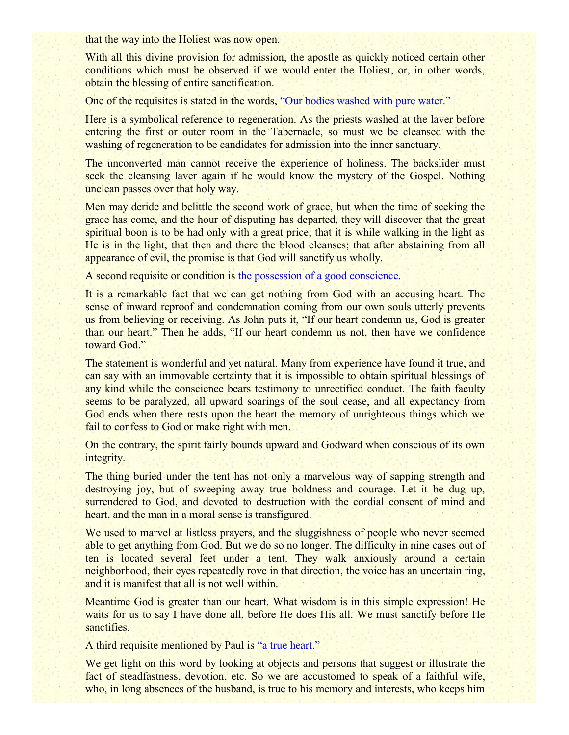that the way into the Holiest was now open.

With all this divine provision for admission, the apostle as quickly noticed certain other conditions which must be observed if we would enter the Holiest, or, in other words, obtain the blessing of entire sanctification.

One of the requisites is stated in the words, “Our bodies washed with pure water.”

Here is a symbolical reference to regeneration. As the priests washed at the laver before entering the first or outer room in the Tabernacle, so must we be cleansed with the washing of regeneration to be candidates for admission into the inner sanctuary.

The unconverted man cannot receive the experience of holiness. The backslider must seek the cleansing laver again if he would know the mystery of the Gospel. Nothing unclean passes over that holy way.

Men may deride and belittle the second work of grace, but when the time of seeking the grace has come, and the hour of disputing has departed, they will discover that the great spiritual boon is to be had only with a great price; that it is while walking in the light as He is in the light, that then and there the blood cleanses; that after abstaining from all appearance of evil, the promise is that God will sanctify us wholly.

A second requisite or condition is the possession of a good conscience.

It is a remarkable fact that we can get nothing from God with an accusing heart. The sense of inward reproof and condemnation coming from our own souls utterly prevents us from believing or receiving. As John puts it, “If our heart condemn us, God is greater than our heart.” Then he adds, “If our heart condemn us not, then have we confidence toward God.”

The statement is wonderful and yet natural. Many from experience have found it true, and can say with an immovable certainty that it is impossible to obtain spiritual blessings of any kind while the conscience bears testimony to unrectified conduct. The faith faculty seems to be paralyzed, all upward soarings of the soul cease, and all expectancy from God ends when there rests upon the heart the memory of unrighteous things which we fail to confess to God or make right with men.

On the contrary, the spirit fairly bounds upward and Godward when conscious of its own integrity.

The thing buried under the tent has not only a marvelous way of sapping strength and destroying joy, but of sweeping away true boldness and courage. Let it be dug up, surrendered to God, and devoted to destruction with the cordial consent of mind and heart, and the man in a moral sense is transfigured.

We used to marvel at listless prayers, and the sluggishness of people who never seemed able to get anything from God. But we do so no longer. The difficulty in nine cases out of ten is located several feet under a tent. They walk anxiously around a certain neighborhood, their eyes repeatedly rove in that direction, the voice has an uncertain ring, and it is manifest that all is not well within.

Meantime God is greater than our heart. What wisdom is in this simple expression! He waits for us to say I have done all, before He does His all. We must sanctify before He sanctifies.

A third requisite mentioned by Paul is “a true heart.”

We get light on this word by looking at objects and persons that suggest or illustrate the fact of steadfastness, devotion, etc. So we are accustomed to speak of a faithful wife, who, in long absences of the husband, is true to his memory and interests, who keeps him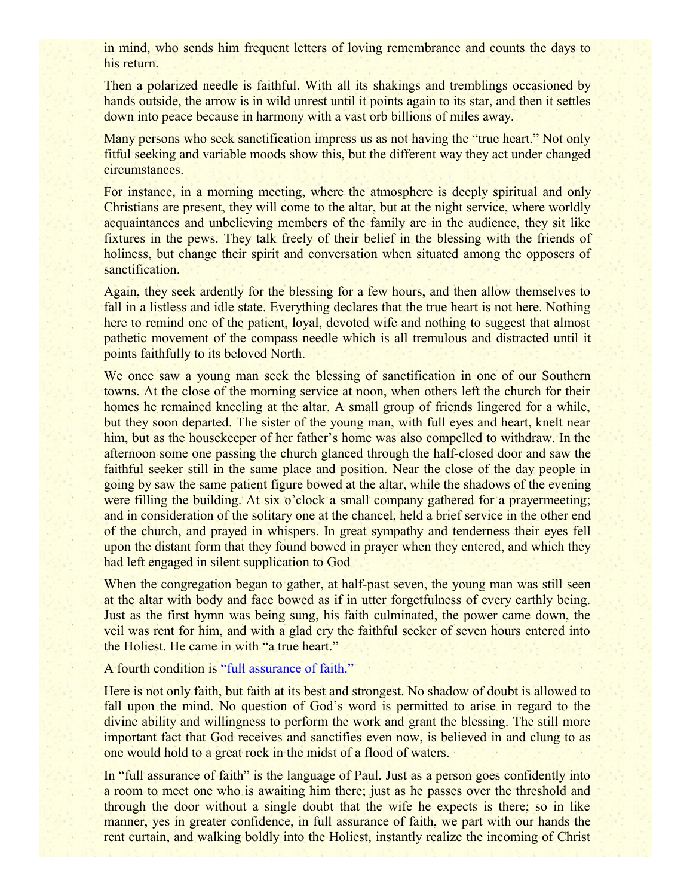in mind, who sends him frequent letters of loving remembrance and counts the days to his return.

Then a polarized needle is faithful. With all its shakings and tremblings occasioned by hands outside, the arrow is in wild unrest until it points again to its star, and then it settles down into peace because in harmony with a vast orb billions of miles away.

Many persons who seek sanctification impress us as not having the "true heart." Not only fitful seeking and variable moods show this, but the different way they act under changed circumstances.

For instance, in a morning meeting, where the atmosphere is deeply spiritual and only Christians are present, they will come to the altar, but at the night service, where worldly acquaintances and unbelieving members of the family are in the audience, they sit like fixtures in the pews. They talk freely of their belief in the blessing with the friends of holiness, but change their spirit and conversation when situated among the opposers of sanctification.

Again, they seek ardently for the blessing for a few hours, and then allow themselves to fall in a listless and idle state. Everything declares that the true heart is not here. Nothing here to remind one of the patient, loyal, devoted wife and nothing to suggest that almost pathetic movement of the compass needle which is all tremulous and distracted until it points faithfully to its beloved North.

We once saw a young man seek the blessing of sanctification in one of our Southern towns. At the close of the morning service at noon, when others left the church for their homes he remained kneeling at the altar. A small group of friends lingered for a while, but they soon departed. The sister of the young man, with full eyes and heart, knelt near him, but as the housekeeper of her father's home was also compelled to withdraw. In the afternoon some one passing the church glanced through the half-closed door and saw the faithful seeker still in the same place and position. Near the close of the day people in going by saw the same patient figure bowed at the altar, while the shadows of the evening were filling the building. At six o'clock a small company gathered for a prayermeeting; and in consideration of the solitary one at the chancel, held a brief service in the other end of the church, and prayed in whispers. In great sympathy and tenderness their eyes fell upon the distant form that they found bowed in prayer when they entered, and which they had left engaged in silent supplication to God

When the congregation began to gather, at half-past seven, the young man was still seen at the altar with body and face bowed as if in utter forgetfulness of every earthly being. Just as the first hymn was being sung, his faith culminated, the power came down, the veil was rent for him, and with a glad cry the faithful seeker of seven hours entered into the Holiest. He came in with "a true heart."

A fourth condition is "full assurance of faith."

Here is not only faith, but faith at its best and strongest. No shadow of doubt is allowed to fall upon the mind. No question of God's word is permitted to arise in regard to the divine ability and willingness to perform the work and grant the blessing. The still more important fact that God receives and sanctifies even now, is believed in and clung to as one would hold to a great rock in the midst of a flood of waters.

In "full assurance of faith" is the language of Paul. Just as a person goes confidently into a room to meet one who is awaiting him there; just as he passes over the threshold and through the door without a single doubt that the wife he expects is there; so in like manner, yes in greater confidence, in full assurance of faith, we part with our hands the rent curtain, and walking boldly into the Holiest, instantly realize the incoming of Christ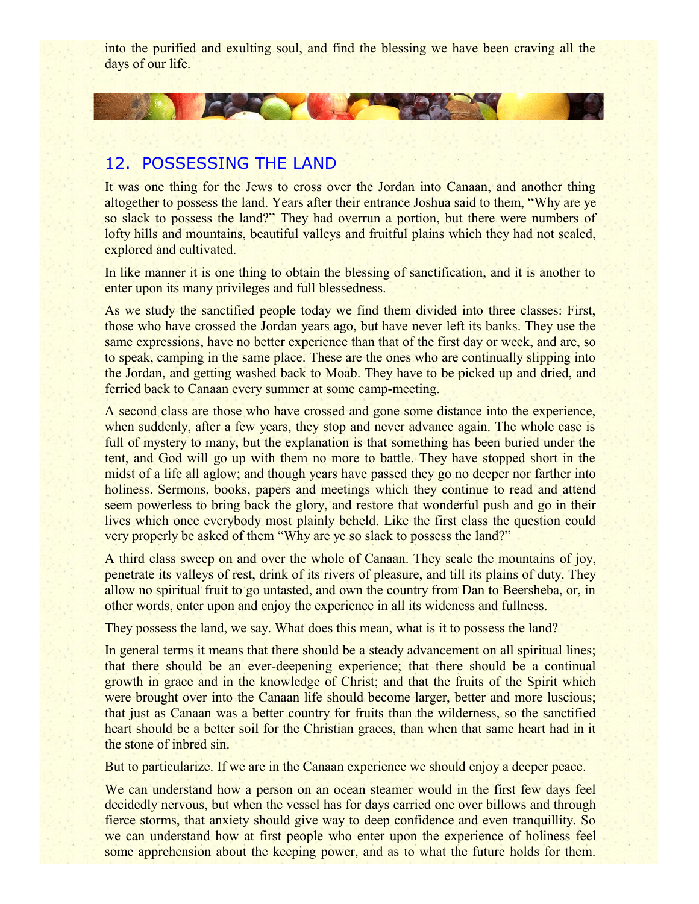into the purified and exulting soul, and find the blessing we have been craving all the days of our life.

## 12. POSSESSING THE LAND

It was one thing for the Jews to cross over the Jordan into Canaan, and another thing altogether to possess the land. Years after their entrance Joshua said to them, “Why are ye so slack to possess the land?” They had overrun a portion, but there were numbers of lofty hills and mountains, beautiful valleys and fruitful plains which they had not scaled, explored and cultivated.

In like manner it is one thing to obtain the blessing of sanctification, and it is another to enter upon its many privileges and full blessedness.

As we study the sanctified people today we find them divided into three classes: First, those who have crossed the Jordan years ago, but have never left its banks. They use the same expressions, have no better experience than that of the first day or week, and are, so to speak, camping in the same place. These are the ones who are continually slipping into the Jordan, and getting washed back to Moab. They have to be picked up and dried, and ferried back to Canaan every summer at some camp-meeting.

A second class are those who have crossed and gone some distance into the experience, when suddenly, after a few years, they stop and never advance again. The whole case is full of mystery to many, but the explanation is that something has been buried under the tent, and God will go up with them no more to battle. They have stopped short in the midst of a life all aglow; and though years have passed they go no deeper nor farther into holiness. Sermons, books, papers and meetings which they continue to read and attend seem powerless to bring back the glory, and restore that wonderful push and go in their lives which once everybody most plainly beheld. Like the first class the question could very properly be asked of them “Why are ye so slack to possess the land?”

A third class sweep on and over the whole of Canaan. They scale the mountains of joy, penetrate its valleys of rest, drink of its rivers of pleasure, and till its plains of duty. They allow no spiritual fruit to go untasted, and own the country from Dan to Beersheba, or, in other words, enter upon and enjoy the experience in all its wideness and fullness.

They possess the land, we say. What does this mean, what is it to possess the land?

In general terms it means that there should be a steady advancement on all spiritual lines; that there should be an ever-deepening experience; that there should be a continual growth in grace and in the knowledge of Christ; and that the fruits of the Spirit which were brought over into the Canaan life should become larger, better and more luscious; that just as Canaan was a better country for fruits than the wilderness, so the sanctified heart should be a better soil for the Christian graces, than when that same heart had in it the stone of inbred sin.

But to particularize. If we are in the Canaan experience we should enjoy a deeper peace.

We can understand how a person on an ocean steamer would in the first few days feel decidedly nervous, but when the vessel has for days carried one over billows and through fierce storms, that anxiety should give way to deep confidence and even tranquillity. So we can understand how at first people who enter upon the experience of holiness feel some apprehension about the keeping power, and as to what the future holds for them.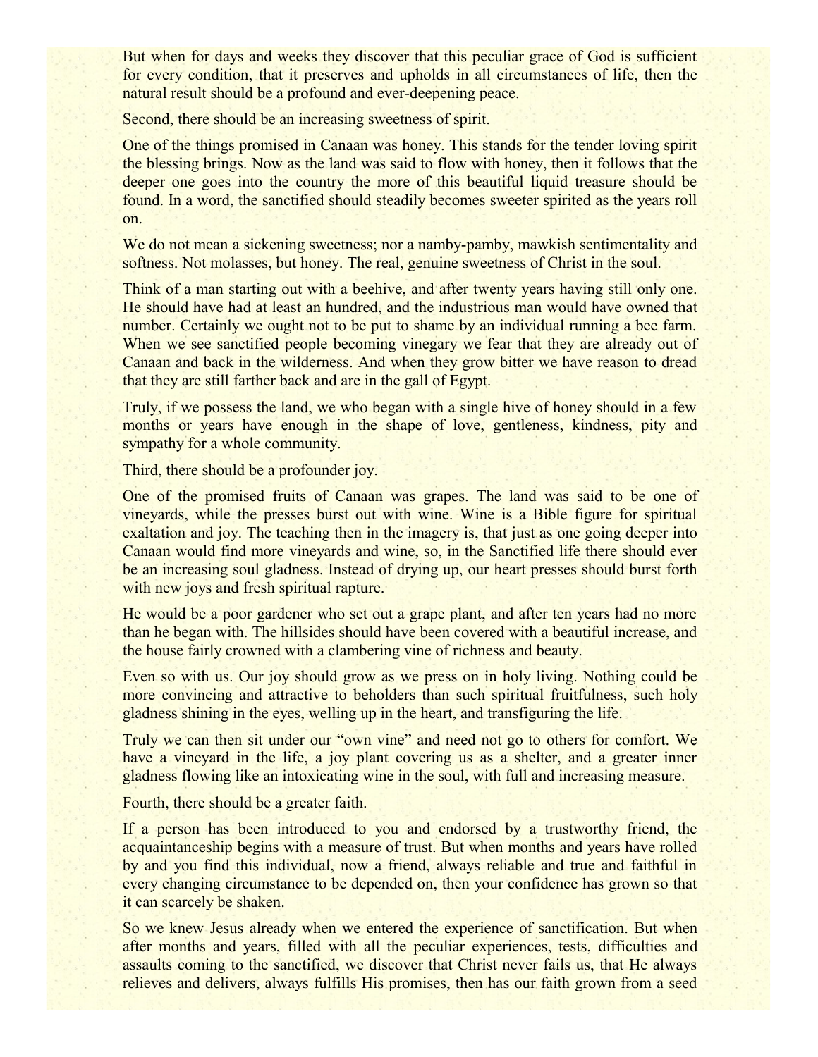But when for days and weeks they discover that this peculiar grace of God is sufficient for every condition, that it preserves and upholds in all circumstances of life, then the natural result should be a profound and ever-deepening peace.

Second, there should be an increasing sweetness of spirit.

One of the things promised in Canaan was honey. This stands for the tender loving spirit the blessing brings. Now as the land was said to flow with honey, then it follows that the deeper one goes into the country the more of this beautiful liquid treasure should be found. In a word, the sanctified should steadily becomes sweeter spirited as the years roll on.

We do not mean a sickening sweetness; nor a namby-pamby, mawkish sentimentality and softness. Not molasses, but honey. The real, genuine sweetness of Christ in the soul.

Think of a man starting out with a beehive, and after twenty years having still only one. He should have had at least an hundred, and the industrious man would have owned that number. Certainly we ought not to be put to shame by an individual running a bee farm. When we see sanctified people becoming vinegary we fear that they are already out of Canaan and back in the wilderness. And when they grow bitter we have reason to dread that they are still farther back and are in the gall of Egypt.

Truly, if we possess the land, we who began with a single hive of honey should in a few months or years have enough in the shape of love, gentleness, kindness, pity and sympathy for a whole community.

Third, there should be a profounder joy.

One of the promised fruits of Canaan was grapes. The land was said to be one of vineyards, while the presses burst out with wine. Wine is a Bible figure for spiritual exaltation and joy. The teaching then in the imagery is, that just as one going deeper into Canaan would find more vineyards and wine, so, in the Sanctified life there should ever be an increasing soul gladness. Instead of drying up, our heart presses should burst forth with new joys and fresh spiritual rapture.

He would be a poor gardener who set out a grape plant, and after ten years had no more than he began with. The hillsides should have been covered with a beautiful increase, and the house fairly crowned with a clambering vine of richness and beauty.

Even so with us. Our joy should grow as we press on in holy living. Nothing could be more convincing and attractive to beholders than such spiritual fruitfulness, such holy gladness shining in the eyes, welling up in the heart, and transfiguring the life.

Truly we can then sit under our "own vine" and need not go to others for comfort. We have a vineyard in the life, a joy plant covering us as a shelter, and a greater inner gladness flowing like an intoxicating wine in the soul, with full and increasing measure.

Fourth, there should be a greater faith.

If a person has been introduced to you and endorsed by a trustworthy friend, the acquaintanceship begins with a measure of trust. But when months and years have rolled by and you find this individual, now a friend, always reliable and true and faithful in every changing circumstance to be depended on, then your confidence has grown so that it can scarcely be shaken.

So we knew Jesus already when we entered the experience of sanctification. But when after months and years, filled with all the peculiar experiences, tests, difficulties and assaults coming to the sanctified, we discover that Christ never fails us, that He always relieves and delivers, always fulfills His promises, then has our faith grown from a seed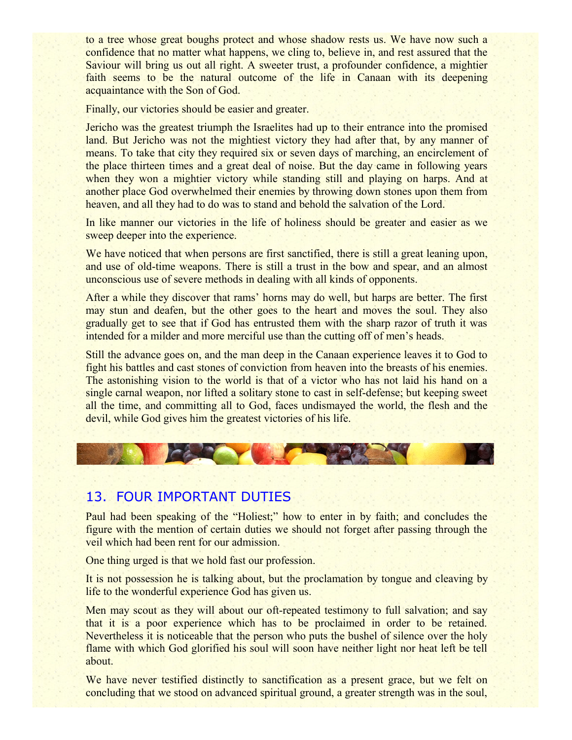to a tree whose great boughs protect and whose shadow rests us. We have now such a confidence that no matter what happens, we cling to, believe in, and rest assured that the Saviour will bring us out all right. A sweeter trust, a profounder confidence, a mightier faith seems to be the natural outcome of the life in Canaan with its deepening acquaintance with the Son of God.

Finally, our victories should be easier and greater.

Jericho was the greatest triumph the Israelites had up to their entrance into the promised land. But Jericho was not the mightiest victory they had after that, by any manner of means. To take that city they required six or seven days of marching, an encirclement of the place thirteen times and a great deal of noise. But the day came in following years when they won a mightier victory while standing still and playing on harps. And at another place God overwhelmed their enemies by throwing down stones upon them from heaven, and all they had to do was to stand and behold the salvation of the Lord.

In like manner our victories in the life of holiness should be greater and easier as we sweep deeper into the experience.

We have noticed that when persons are first sanctified, there is still a great leaning upon, and use of old-time weapons. There is still a trust in the bow and spear, and an almost unconscious use of severe methods in dealing with all kinds of opponents.

After a while they discover that rams' horns may do well, but harps are better. The first may stun and deafen, but the other goes to the heart and moves the soul. They also gradually get to see that if God has entrusted them with the sharp razor of truth it was intended for a milder and more merciful use than the cutting off of men's heads.

Still the advance goes on, and the man deep in the Canaan experience leaves it to God to fight his battles and cast stones of conviction from heaven into the breasts of his enemies. The astonishing vision to the world is that of a victor who has not laid his hand on a single carnal weapon, nor lifted a solitary stone to cast in self-defense; but keeping sweet all the time, and committing all to God, faces undismayed the world, the flesh and the devil, while God gives him the greatest victories of his life.

## 13. FOUR IMPORTANT DUTIES

Paul had been speaking of the "Holiest;" how to enter in by faith; and concludes the figure with the mention of certain duties we should not forget after passing through the veil which had been rent for our admission.

One thing urged is that we hold fast our profession.

It is not possession he is talking about, but the proclamation by tongue and cleaving by life to the wonderful experience God has given us.

Men may scout as they will about our oft-repeated testimony to full salvation; and say that it is a poor experience which has to be proclaimed in order to be retained. Nevertheless it is noticeable that the person who puts the bushel of silence over the holy flame with which God glorified his soul will soon have neither light nor heat left be tell about.

We have never testified distinctly to sanctification as a present grace, but we felt on concluding that we stood on advanced spiritual ground, a greater strength was in the soul,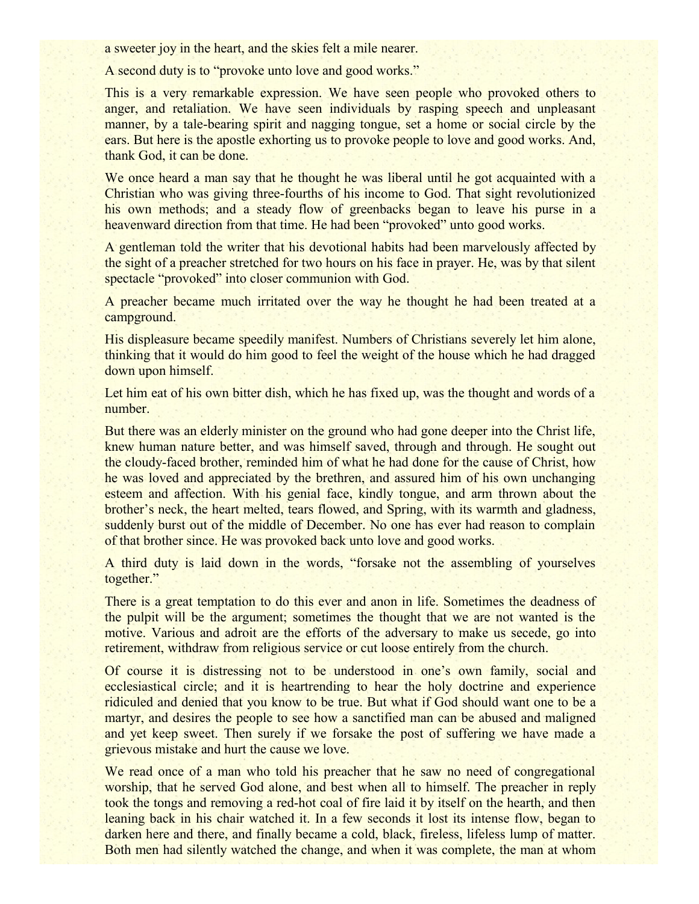a sweeter joy in the heart, and the skies felt a mile nearer.

A second duty is to "provoke unto love and good works."

This is a very remarkable expression. We have seen people who provoked others to anger, and retaliation. We have seen individuals by rasping speech and unpleasant manner, by a tale-bearing spirit and nagging tongue, set a home or social circle by the ears. But here is the apostle exhorting us to provoke people to love and good works. And, thank God, it can be done.

We once heard a man say that he thought he was liberal until he got acquainted with a Christian who was giving three-fourths of his income to God. That sight revolutionized his own methods; and a steady flow of greenbacks began to leave his purse in a heavenward direction from that time. He had been "provoked" unto good works.

A gentleman told the writer that his devotional habits had been marvelously affected by the sight of a preacher stretched for two hours on his face in prayer. He, was by that silent spectacle "provoked" into closer communion with God.

A preacher became much irritated over the way he thought he had been treated at a campground.

His displeasure became speedily manifest. Numbers of Christians severely let him alone, thinking that it would do him good to feel the weight of the house which he had dragged down upon himself.

Let him eat of his own bitter dish, which he has fixed up, was the thought and words of a number.

But there was an elderly minister on the ground who had gone deeper into the Christ life, knew human nature better, and was himself saved, through and through. He sought out the cloudy-faced brother, reminded him of what he had done for the cause of Christ, how he was loved and appreciated by the brethren, and assured him of his own unchanging esteem and affection. With his genial face, kindly tongue, and arm thrown about the brother's neck, the heart melted, tears flowed, and Spring, with its warmth and gladness, suddenly burst out of the middle of December. No one has ever had reason to complain of that brother since. He was provoked back unto love and good works.

A third duty is laid down in the words, "forsake not the assembling of yourselves together."

There is a great temptation to do this ever and anon in life. Sometimes the deadness of the pulpit will be the argument; sometimes the thought that we are not wanted is the motive. Various and adroit are the efforts of the adversary to make us secede, go into retirement, withdraw from religious service or cut loose entirely from the church.

Of course it is distressing not to be understood in one's own family, social and ecclesiastical circle; and it is heartrending to hear the holy doctrine and experience ridiculed and denied that you know to be true. But what if God should want one to be a martyr, and desires the people to see how a sanctified man can be abused and maligned and yet keep sweet. Then surely if we forsake the post of suffering we have made a grievous mistake and hurt the cause we love.

We read once of a man who told his preacher that he saw no need of congregational worship, that he served God alone, and best when all to himself. The preacher in reply took the tongs and removing a red-hot coal of fire laid it by itself on the hearth, and then leaning back in his chair watched it. In a few seconds it lost its intense flow, began to darken here and there, and finally became a cold, black, fireless, lifeless lump of matter. Both men had silently watched the change, and when it was complete, the man at whom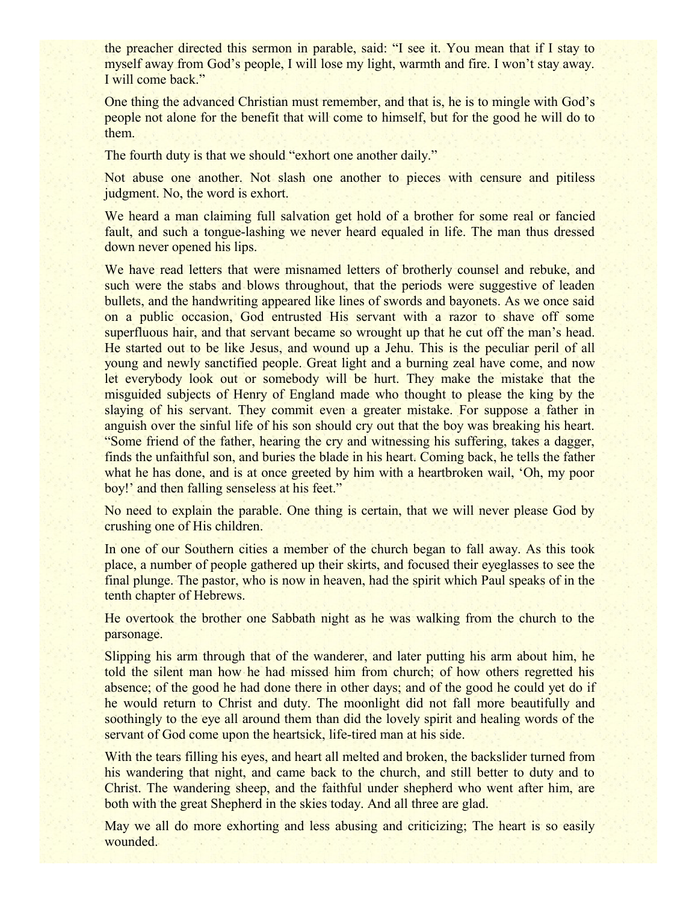the preacher directed this sermon in parable, said: "I see it. You mean that if I stay to myself away from God's people, I will lose my light, warmth and fire. I won't stay away. I will come back."

One thing the advanced Christian must remember, and that is, he is to mingle with God's people not alone for the benefit that will come to himself, but for the good he will do to them.

The fourth duty is that we should "exhort one another daily."

Not abuse one another. Not slash one another to pieces with censure and pitiless judgment. No, the word is exhort.

We heard a man claiming full salvation get hold of a brother for some real or fancied fault, and such a tongue-lashing we never heard equaled in life. The man thus dressed down never opened his lips.

We have read letters that were misnamed letters of brotherly counsel and rebuke, and such were the stabs and blows throughout, that the periods were suggestive of leaden bullets, and the handwriting appeared like lines of swords and bayonets. As we once said on a public occasion, God entrusted His servant with a razor to shave off some superfluous hair, and that servant became so wrought up that he cut off the man's head. He started out to be like Jesus, and wound up a Jehu. This is the peculiar peril of all young and newly sanctified people. Great light and a burning zeal have come, and now let everybody look out or somebody will be hurt. They make the mistake that the misguided subjects of Henry of England made who thought to please the king by the slaying of his servant. They commit even a greater mistake. For suppose a father in anguish over the sinful life of his son should cry out that the boy was breaking his heart. "Some friend of the father, hearing the cry and witnessing his suffering, takes a dagger, finds the unfaithful son, and buries the blade in his heart. Coming back, he tells the father what he has done, and is at once greeted by him with a heartbroken wail, 'Oh, my poor boy!' and then falling senseless at his feet."

No need to explain the parable. One thing is certain, that we will never please God by crushing one of His children.

In one of our Southern cities a member of the church began to fall away. As this took place, a number of people gathered up their skirts, and focused their eyeglasses to see the final plunge. The pastor, who is now in heaven, had the spirit which Paul speaks of in the tenth chapter of Hebrews.

He overtook the brother one Sabbath night as he was walking from the church to the parsonage.

Slipping his arm through that of the wanderer, and later putting his arm about him, he told the silent man how he had missed him from church; of how others regretted his absence; of the good he had done there in other days; and of the good he could yet do if he would return to Christ and duty. The moonlight did not fall more beautifully and soothingly to the eye all around them than did the lovely spirit and healing words of the servant of God come upon the heartsick, life-tired man at his side.

With the tears filling his eyes, and heart all melted and broken, the backslider turned from his wandering that night, and came back to the church, and still better to duty and to Christ. The wandering sheep, and the faithful under shepherd who went after him, are both with the great Shepherd in the skies today. And all three are glad.

May we all do more exhorting and less abusing and criticizing; The heart is so easily wounded.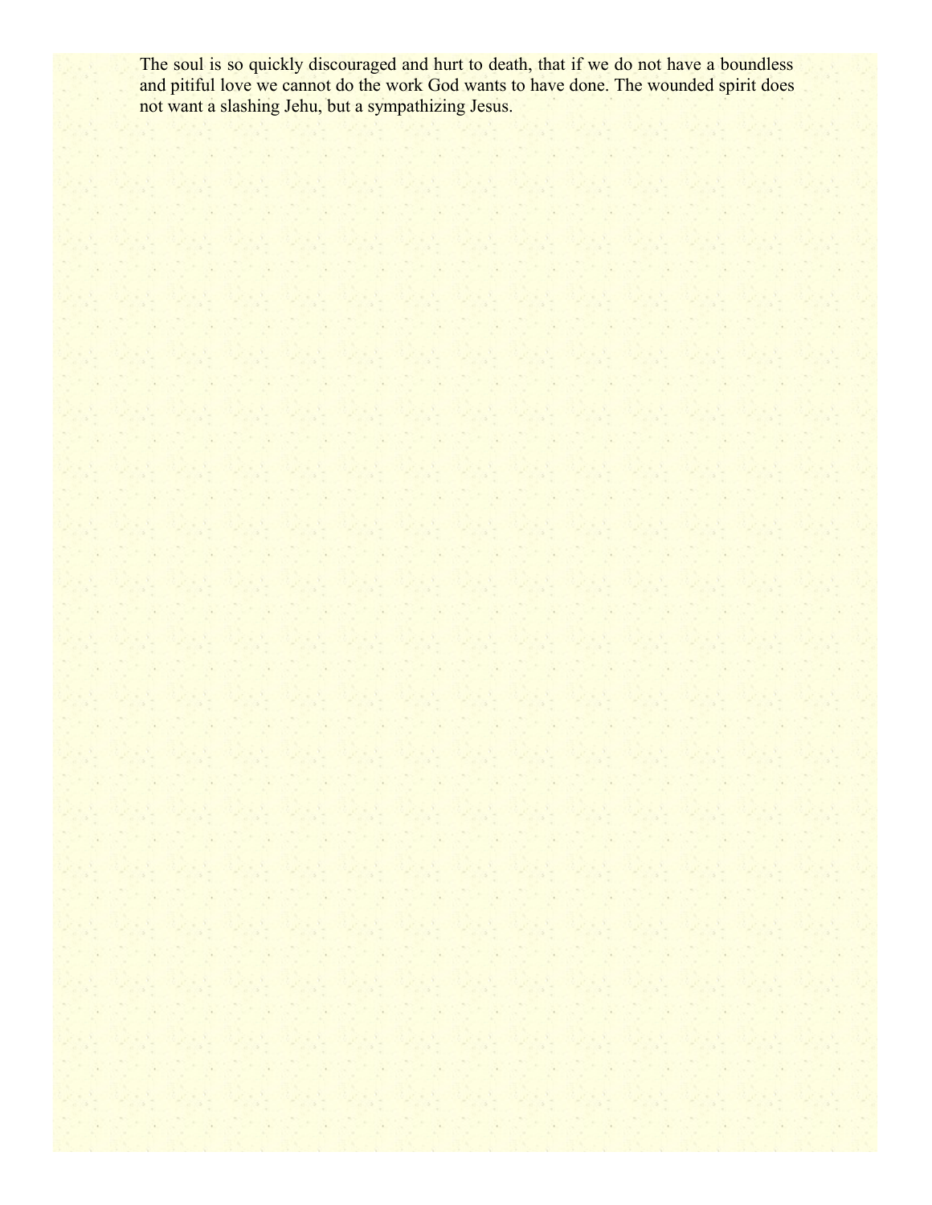The soul is so quickly discouraged and hurt to death, that if we do not have a boundless and pitiful love we cannot do the work God wants to have done. The wounded spirit does not want a slashing Jehu, but a sympathizing Jesus.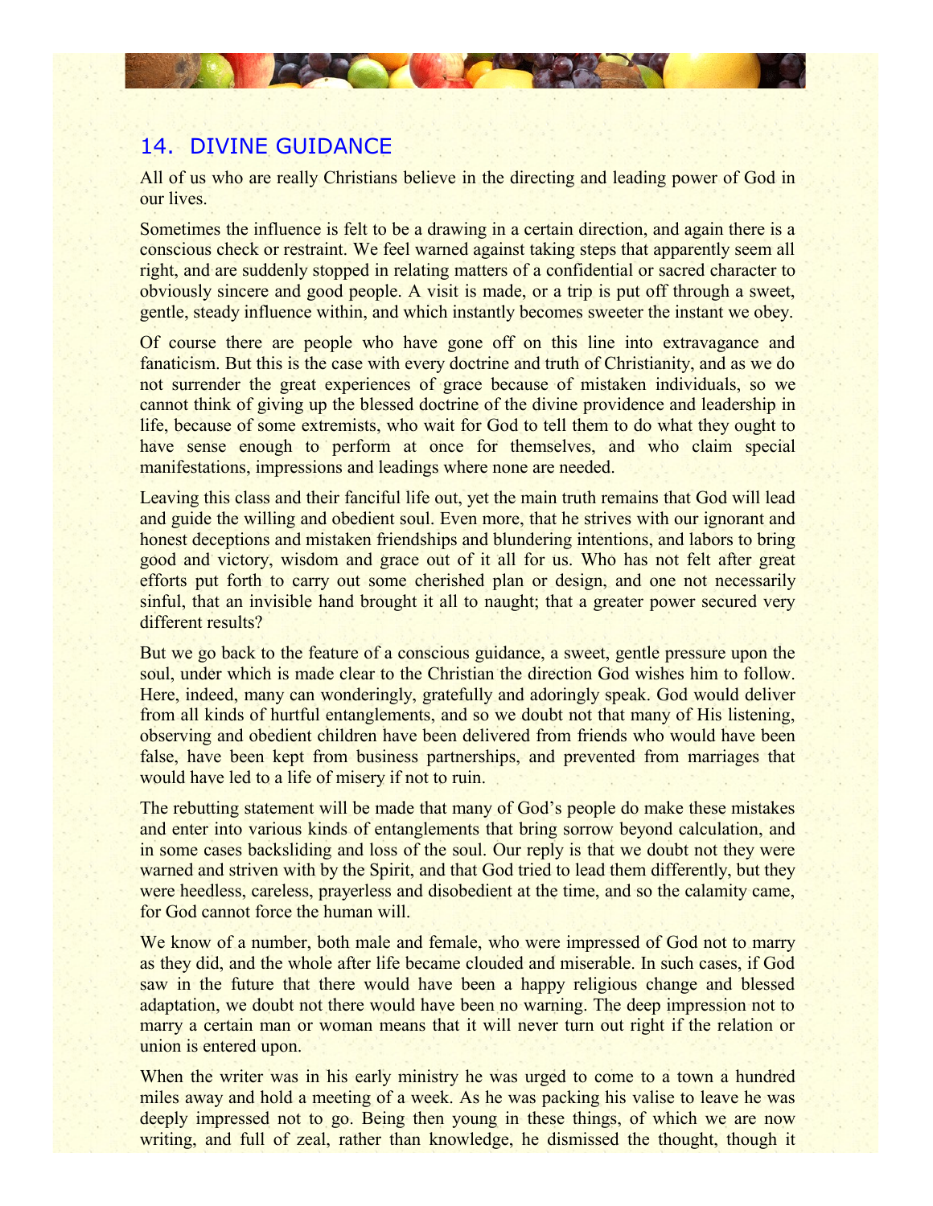## 14. DIVINE GUIDANCE

All of us who are really Christians believe in the directing and leading power of God in our lives.

Sometimes the influence is felt to be a drawing in a certain direction, and again there is a conscious check or restraint. We feel warned against taking steps that apparently seem all right, and are suddenly stopped in relating matters of a confidential or sacred character to obviously sincere and good people. A visit is made, or a trip is put off through a sweet, gentle, steady influence within, and which instantly becomes sweeter the instant we obey.

Of course there are people who have gone off on this line into extravagance and fanaticism. But this is the case with every doctrine and truth of Christianity, and as we do not surrender the great experiences of grace because of mistaken individuals, so we cannot think of giving up the blessed doctrine of the divine providence and leadership in life, because of some extremists, who wait for God to tell them to do what they ought to have sense enough to perform at once for themselves, and who claim special manifestations, impressions and leadings where none are needed.

Leaving this class and their fanciful life out, yet the main truth remains that God will lead and guide the willing and obedient soul. Even more, that he strives with our ignorant and honest deceptions and mistaken friendships and blundering intentions, and labors to bring good and victory, wisdom and grace out of it all for us. Who has not felt after great efforts put forth to carry out some cherished plan or design, and one not necessarily sinful, that an invisible hand brought it all to naught; that a greater power secured very different results?

But we go back to the feature of a conscious guidance, a sweet, gentle pressure upon the soul, under which is made clear to the Christian the direction God wishes him to follow. Here, indeed, many can wonderingly, gratefully and adoringly speak. God would deliver from all kinds of hurtful entanglements, and so we doubt not that many of His listening, observing and obedient children have been delivered from friends who would have been false, have been kept from business partnerships, and prevented from marriages that would have led to a life of misery if not to ruin.

The rebutting statement will be made that many of God's people do make these mistakes and enter into various kinds of entanglements that bring sorrow beyond calculation, and in some cases backsliding and loss of the soul. Our reply is that we doubt not they were warned and striven with by the Spirit, and that God tried to lead them differently, but they were heedless, careless, prayerless and disobedient at the time, and so the calamity came, for God cannot force the human will.

We know of a number, both male and female, who were impressed of God not to marry as they did, and the whole after life became clouded and miserable. In such cases, if God saw in the future that there would have been a happy religious change and blessed adaptation, we doubt not there would have been no warning. The deep impression not to marry a certain man or woman means that it will never turn out right if the relation or union is entered upon.

When the writer was in his early ministry he was urged to come to a town a hundred miles away and hold a meeting of a week. As he was packing his valise to leave he was deeply impressed not to go. Being then young in these things, of which we are now writing, and full of zeal, rather than knowledge, he dismissed the thought, though it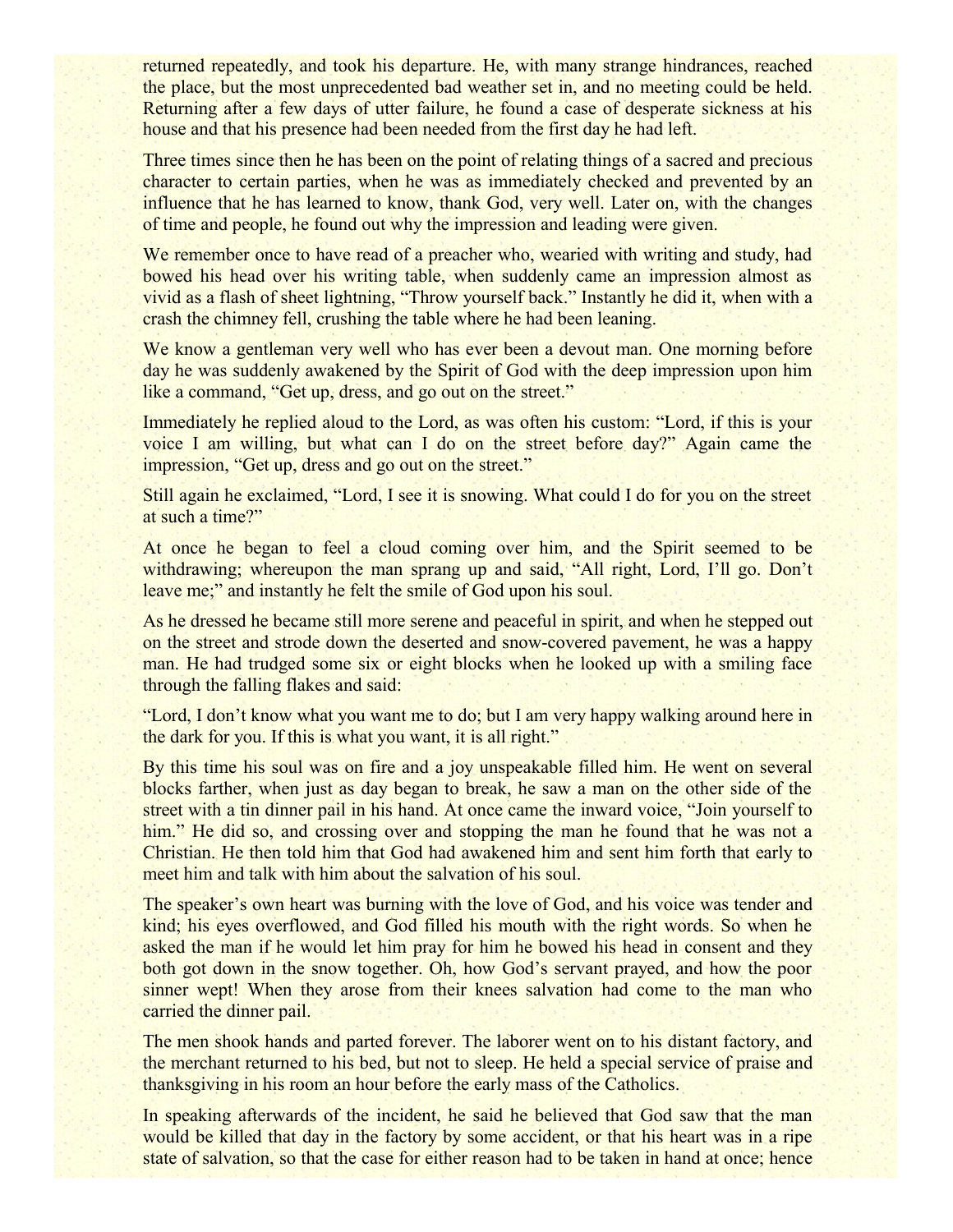returned repeatedly, and took his departure. He, with many strange hindrances, reached the place, but the most unprecedented bad weather set in, and no meeting could be held. Returning after a few days of utter failure, he found a case of desperate sickness at his house and that his presence had been needed from the first day he had left.

Three times since then he has been on the point of relating things of a sacred and precious character to certain parties, when he was as immediately checked and prevented by an influence that he has learned to know, thank God, very well. Later on, with the changes of time and people, he found out why the impression and leading were given.

We remember once to have read of a preacher who, wearied with writing and study, had bowed his head over his writing table, when suddenly came an impression almost as vivid as a flash of sheet lightning, "Throw yourself back." Instantly he did it, when with a crash the chimney fell, crushing the table where he had been leaning.

We know a gentleman very well who has ever been a devout man. One morning before day he was suddenly awakened by the Spirit of God with the deep impression upon him like a command, "Get up, dress, and go out on the street."

Immediately he replied aloud to the Lord, as was often his custom: "Lord, if this is your voice I am willing, but what can I do on the street before day?" Again came the impression, "Get up, dress and go out on the street."

Still again he exclaimed, "Lord, I see it is snowing. What could I do for you on the street at such a time?"

At once he began to feel a cloud coming over him, and the Spirit seemed to be withdrawing; whereupon the man sprang up and said, "All right, Lord, I'll go. Don't leave me;" and instantly he felt the smile of God upon his soul.

As he dressed he became still more serene and peaceful in spirit, and when he stepped out on the street and strode down the deserted and snow-covered pavement, he was a happy man. He had trudged some six or eight blocks when he looked up with a smiling face through the falling flakes and said:

"Lord, I don't know what you want me to do; but I am very happy walking around here in the dark for you. If this is what you want, it is all right."

By this time his soul was on fire and a joy unspeakable filled him. He went on several blocks farther, when just as day began to break, he saw a man on the other side of the street with a tin dinner pail in his hand. At once came the inward voice, "Join yourself to him." He did so, and crossing over and stopping the man he found that he was not a Christian. He then told him that God had awakened him and sent him forth that early to meet him and talk with him about the salvation of his soul.

The speaker's own heart was burning with the love of God, and his voice was tender and kind; his eyes overflowed, and God filled his mouth with the right words. So when he asked the man if he would let him pray for him he bowed his head in consent and they both got down in the snow together. Oh, how God's servant prayed, and how the poor sinner wept! When they arose from their knees salvation had come to the man who carried the dinner pail.

The men shook hands and parted forever. The laborer went on to his distant factory, and the merchant returned to his bed, but not to sleep. He held a special service of praise and thanksgiving in his room an hour before the early mass of the Catholics.

In speaking afterwards of the incident, he said he believed that God saw that the man would be killed that day in the factory by some accident, or that his heart was in a ripe state of salvation, so that the case for either reason had to be taken in hand at once; hence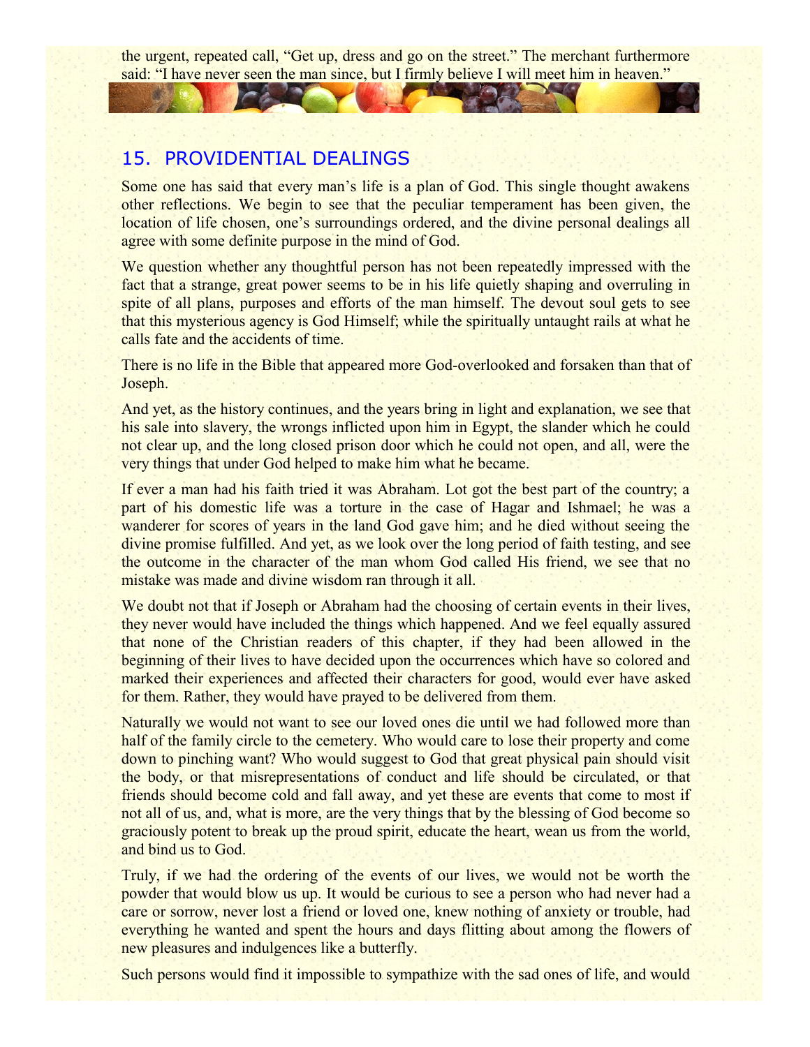the urgent, repeated call, "Get up, dress and go on the street." The merchant furthermore said: "I have never seen the man since, but I firmly believe I will meet him in heaven."

## 15. PROVIDENTIAL DEALINGS

Some one has said that every man's life is a plan of God. This single thought awakens other reflections. We begin to see that the peculiar temperament has been given, the location of life chosen, one's surroundings ordered, and the divine personal dealings all agree with some definite purpose in the mind of God.

We question whether any thoughtful person has not been repeatedly impressed with the fact that a strange, great power seems to be in his life quietly shaping and overruling in spite of all plans, purposes and efforts of the man himself. The devout soul gets to see that this mysterious agency is God Himself; while the spiritually untaught rails at what he calls fate and the accidents of time.

There is no life in the Bible that appeared more God-overlooked and forsaken than that of Joseph.

And yet, as the history continues, and the years bring in light and explanation, we see that his sale into slavery, the wrongs inflicted upon him in Egypt, the slander which he could not clear up, and the long closed prison door which he could not open, and all, were the very things that under God helped to make him what he became.

If ever a man had his faith tried it was Abraham. Lot got the best part of the country; a part of his domestic life was a torture in the case of Hagar and Ishmael; he was a wanderer for scores of years in the land God gave him; and he died without seeing the divine promise fulfilled. And yet, as we look over the long period of faith testing, and see the outcome in the character of the man whom God called His friend, we see that no mistake was made and divine wisdom ran through it all.

We doubt not that if Joseph or Abraham had the choosing of certain events in their lives, they never would have included the things which happened. And we feel equally assured that none of the Christian readers of this chapter, if they had been allowed in the beginning of their lives to have decided upon the occurrences which have so colored and marked their experiences and affected their characters for good, would ever have asked for them. Rather, they would have prayed to be delivered from them.

Naturally we would not want to see our loved ones die until we had followed more than half of the family circle to the cemetery. Who would care to lose their property and come down to pinching want? Who would suggest to God that great physical pain should visit the body, or that misrepresentations of conduct and life should be circulated, or that friends should become cold and fall away, and yet these are events that come to most if not all of us, and, what is more, are the very things that by the blessing of God become so graciously potent to break up the proud spirit, educate the heart, wean us from the world, and bind us to God.

Truly, if we had the ordering of the events of our lives, we would not be worth the powder that would blow us up. It would be curious to see a person who had never had a care or sorrow, never lost a friend or loved one, knew nothing of anxiety or trouble, had everything he wanted and spent the hours and days flitting about among the flowers of new pleasures and indulgences like a butterfly.

Such persons would find it impossible to sympathize with the sad ones of life, and would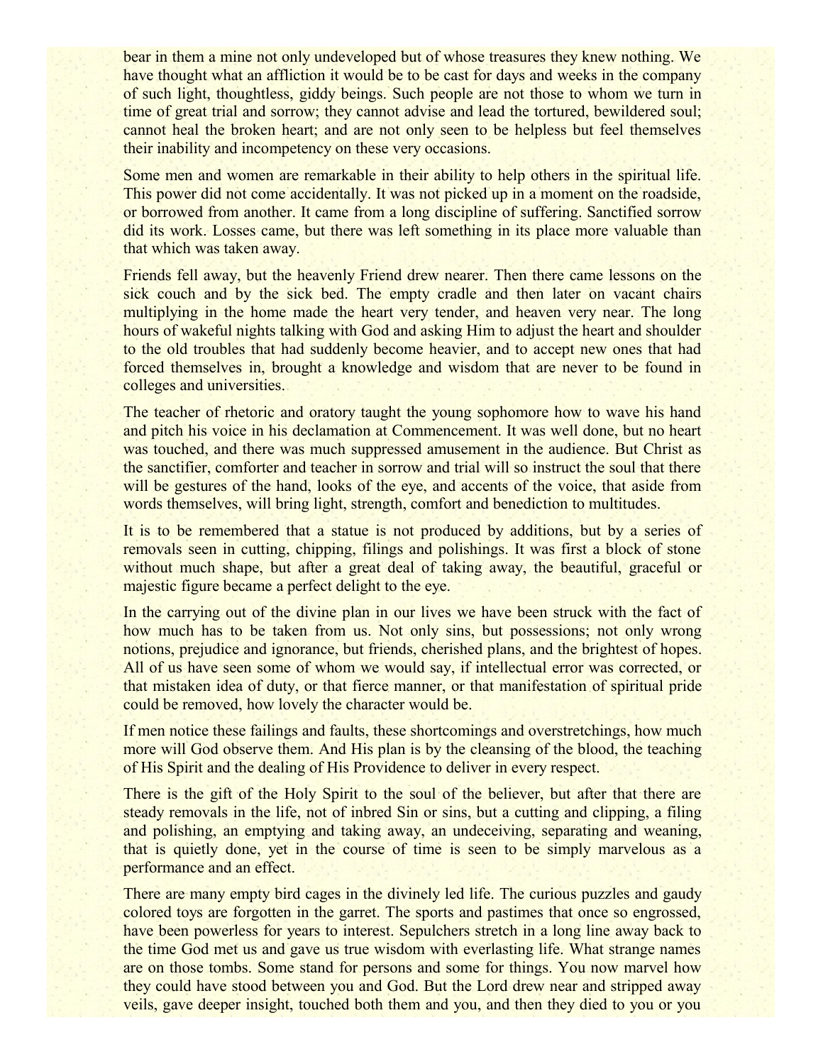bear in them a mine not only undeveloped but of whose treasures they knew nothing. We have thought what an affliction it would be to be cast for days and weeks in the company of such light, thoughtless, giddy beings. Such people are not those to whom we turn in time of great trial and sorrow; they cannot advise and lead the tortured, bewildered soul; cannot heal the broken heart; and are not only seen to be helpless but feel themselves their inability and incompetency on these very occasions.

Some men and women are remarkable in their ability to help others in the spiritual life. This power did not come accidentally. It was not picked up in a moment on the roadside, or borrowed from another. It came from a long discipline of suffering. Sanctified sorrow did its work. Losses came, but there was left something in its place more valuable than that which was taken away.

Friends fell away, but the heavenly Friend drew nearer. Then there came lessons on the sick couch and by the sick bed. The empty cradle and then later on vacant chairs multiplying in the home made the heart very tender, and heaven very near. The long hours of wakeful nights talking with God and asking Him to adjust the heart and shoulder to the old troubles that had suddenly become heavier, and to accept new ones that had forced themselves in, brought a knowledge and wisdom that are never to be found in colleges and universities.

The teacher of rhetoric and oratory taught the young sophomore how to wave his hand and pitch his voice in his declamation at Commencement. It was well done, but no heart was touched, and there was much suppressed amusement in the audience. But Christ as the sanctifier, comforter and teacher in sorrow and trial will so instruct the soul that there will be gestures of the hand, looks of the eye, and accents of the voice, that aside from words themselves, will bring light, strength, comfort and benediction to multitudes.

It is to be remembered that a statue is not produced by additions, but by a series of removals seen in cutting, chipping, filings and polishings. It was first a block of stone without much shape, but after a great deal of taking away, the beautiful, graceful or majestic figure became a perfect delight to the eye.

In the carrying out of the divine plan in our lives we have been struck with the fact of how much has to be taken from us. Not only sins, but possessions; not only wrong notions, prejudice and ignorance, but friends, cherished plans, and the brightest of hopes. All of us have seen some of whom we would say, if intellectual error was corrected, or that mistaken idea of duty, or that fierce manner, or that manifestation of spiritual pride could be removed, how lovely the character would be.

If men notice these failings and faults, these shortcomings and overstretchings, how much more will God observe them. And His plan is by the cleansing of the blood, the teaching of His Spirit and the dealing of His Providence to deliver in every respect.

There is the gift of the Holy Spirit to the soul of the believer, but after that there are steady removals in the life, not of inbred Sin or sins, but a cutting and clipping, a filing and polishing, an emptying and taking away, an undeceiving, separating and weaning, that is quietly done, yet in the course of time is seen to be simply marvelous as a performance and an effect.

There are many empty bird cages in the divinely led life. The curious puzzles and gaudy colored toys are forgotten in the garret. The sports and pastimes that once so engrossed, have been powerless for years to interest. Sepulchers stretch in a long line away back to the time God met us and gave us true wisdom with everlasting life. What strange names are on those tombs. Some stand for persons and some for things. You now marvel how they could have stood between you and God. But the Lord drew near and stripped away veils, gave deeper insight, touched both them and you, and then they died to you or you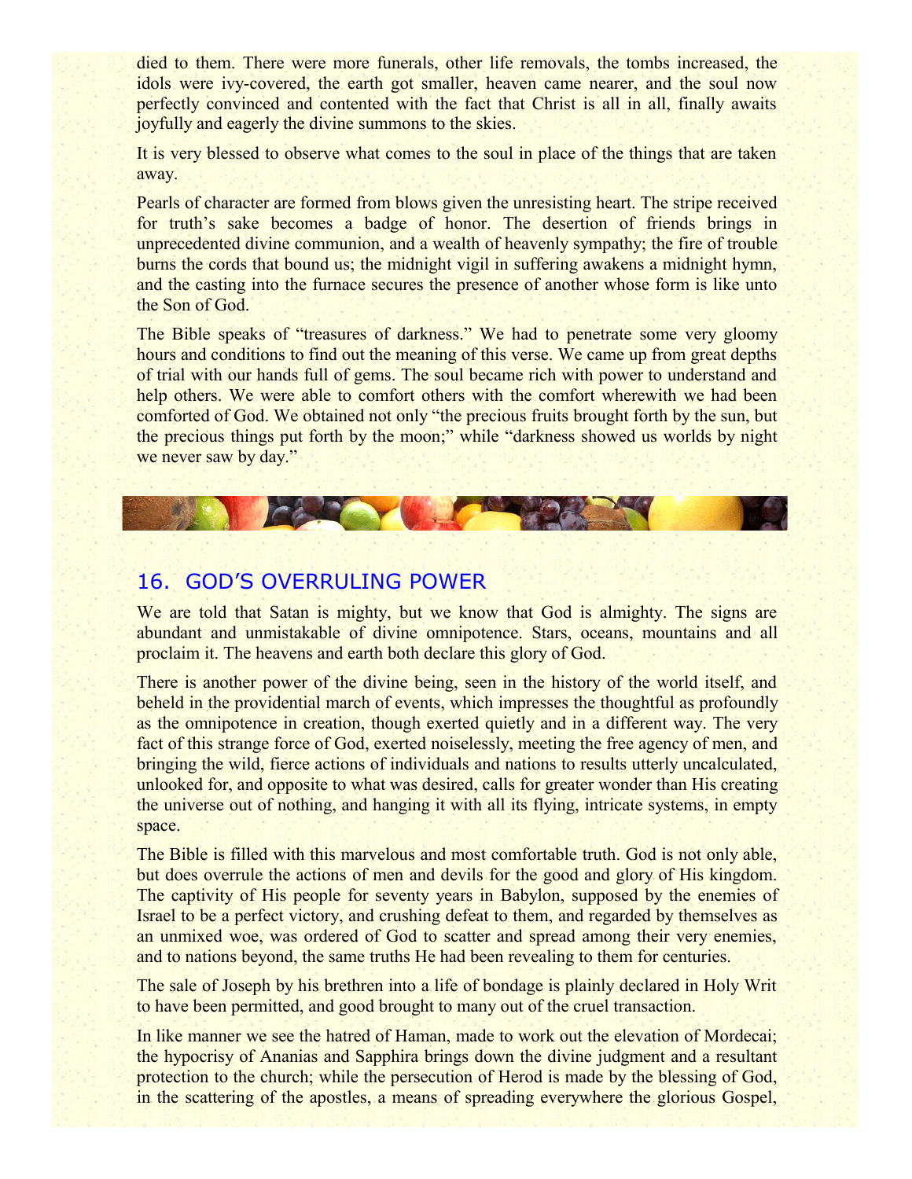died to them. There were more funerals, other life removals, the tombs increased, the idols were ivy-covered, the earth got smaller, heaven came nearer, and the soul now perfectly convinced and contented with the fact that Christ is all in all, finally awaits joyfully and eagerly the divine summons to the skies.

It is very blessed to observe what comes to the soul in place of the things that are taken away.

Pearls of character are formed from blows given the unresisting heart. The stripe received for truth's sake becomes a badge of honor. The desertion of friends brings in unprecedented divine communion, and a wealth of heavenly sympathy; the fire of trouble burns the cords that bound us; the midnight vigil in suffering awakens a midnight hymn, and the casting into the furnace secures the presence of another whose form is like unto the Son of God.

The Bible speaks of "treasures of darkness." We had to penetrate some very gloomy hours and conditions to find out the meaning of this verse. We came up from great depths of trial with our hands full of gems. The soul became rich with power to understand and help others. We were able to comfort others with the comfort wherewith we had been comforted of God. We obtained not only "the precious fruits brought forth by the sun, but the precious things put forth by the moon;" while "darkness showed us worlds by night we never saw by day."

## 16. GOD'S OVERRULING POWER

We are told that Satan is mighty, but we know that God is almighty. The signs are abundant and unmistakable of divine omnipotence. Stars, oceans, mountains and all proclaim it. The heavens and earth both declare this glory of God.

There is another power of the divine being, seen in the history of the world itself, and beheld in the providential march of events, which impresses the thoughtful as profoundly as the omnipotence in creation, though exerted quietly and in a different way. The very fact of this strange force of God, exerted noiselessly, meeting the free agency of men, and bringing the wild, fierce actions of individuals and nations to results utterly uncalculated, unlooked for, and opposite to what was desired, calls for greater wonder than His creating the universe out of nothing, and hanging it with all its flying, intricate systems, in empty space.

The Bible is filled with this marvelous and most comfortable truth. God is not only able, but does overrule the actions of men and devils for the good and glory of His kingdom. The captivity of His people for seventy years in Babylon, supposed by the enemies of Israel to be a perfect victory, and crushing defeat to them, and regarded by themselves as an unmixed woe, was ordered of God to scatter and spread among their very enemies, and to nations beyond, the same truths He had been revealing to them for centuries.

The sale of Joseph by his brethren into a life of bondage is plainly declared in Holy Writ to have been permitted, and good brought to many out of the cruel transaction.

In like manner we see the hatred of Haman, made to work out the elevation of Mordecai; the hypocrisy of Ananias and Sapphira brings down the divine judgment and a resultant protection to the church; while the persecution of Herod is made by the blessing of God, in the scattering of the apostles, a means of spreading everywhere the glorious Gospel,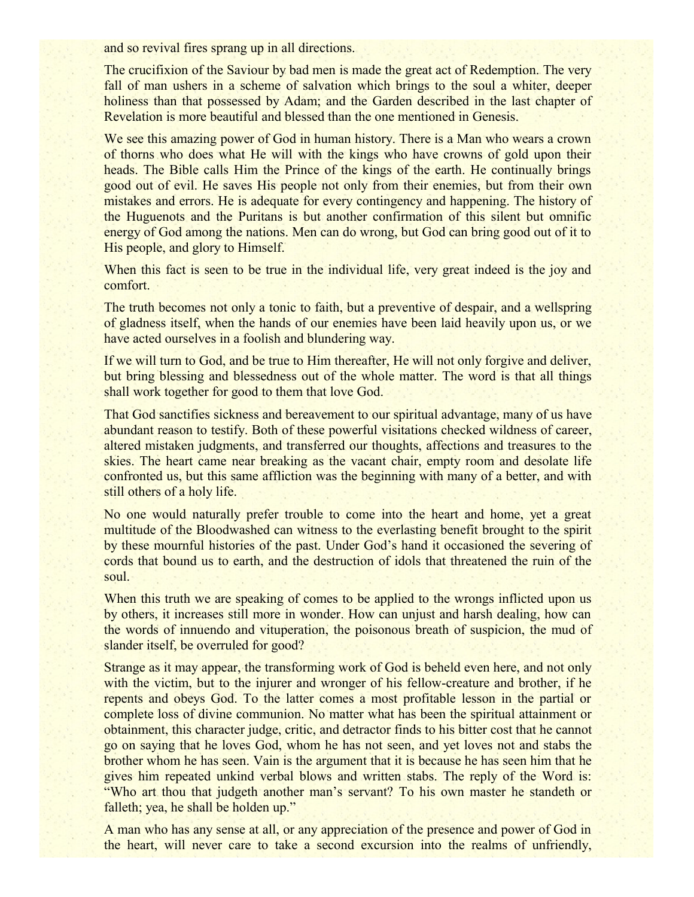and so revival fires sprang up in all directions.

The crucifixion of the Saviour by bad men is made the great act of Redemption. The very fall of man ushers in a scheme of salvation which brings to the soul a whiter, deeper holiness than that possessed by Adam; and the Garden described in the last chapter of Revelation is more beautiful and blessed than the one mentioned in Genesis.

We see this amazing power of God in human history. There is a Man who wears a crown of thorns who does what He will with the kings who have crowns of gold upon their heads. The Bible calls Him the Prince of the kings of the earth. He continually brings good out of evil. He saves His people not only from their enemies, but from their own mistakes and errors. He is adequate for every contingency and happening. The history of the Huguenots and the Puritans is but another confirmation of this silent but omnific energy of God among the nations. Men can do wrong, but God can bring good out of it to His people, and glory to Himself.

When this fact is seen to be true in the individual life, very great indeed is the joy and comfort.

The truth becomes not only a tonic to faith, but a preventive of despair, and a wellspring of gladness itself, when the hands of our enemies have been laid heavily upon us, or we have acted ourselves in a foolish and blundering way.

If we will turn to God, and be true to Him thereafter, He will not only forgive and deliver, but bring blessing and blessedness out of the whole matter. The word is that all things shall work together for good to them that love God.

That God sanctifies sickness and bereavement to our spiritual advantage, many of us have abundant reason to testify. Both of these powerful visitations checked wildness of career, altered mistaken judgments, and transferred our thoughts, affections and treasures to the skies. The heart came near breaking as the vacant chair, empty room and desolate life confronted us, but this same affliction was the beginning with many of a better, and with still others of a holy life.

No one would naturally prefer trouble to come into the heart and home, yet a great multitude of the Bloodwashed can witness to the everlasting benefit brought to the spirit by these mournful histories of the past. Under God's hand it occasioned the severing of cords that bound us to earth, and the destruction of idols that threatened the ruin of the soul.

When this truth we are speaking of comes to be applied to the wrongs inflicted upon us by others, it increases still more in wonder. How can unjust and harsh dealing, how can the words of innuendo and vituperation, the poisonous breath of suspicion, the mud of slander itself, be overruled for good?

Strange as it may appear, the transforming work of God is beheld even here, and not only with the victim, but to the injurer and wronger of his fellow-creature and brother, if he repents and obeys God. To the latter comes a most profitable lesson in the partial or complete loss of divine communion. No matter what has been the spiritual attainment or obtainment, this character judge, critic, and detractor finds to his bitter cost that he cannot go on saying that he loves God, whom he has not seen, and yet loves not and stabs the brother whom he has seen. Vain is the argument that it is because he has seen him that he gives him repeated unkind verbal blows and written stabs. The reply of the Word is: "Who art thou that judgeth another man's servant? To his own master he standeth or falleth; yea, he shall be holden up."

A man who has any sense at all, or any appreciation of the presence and power of God in the heart, will never care to take a second excursion into the realms of unfriendly,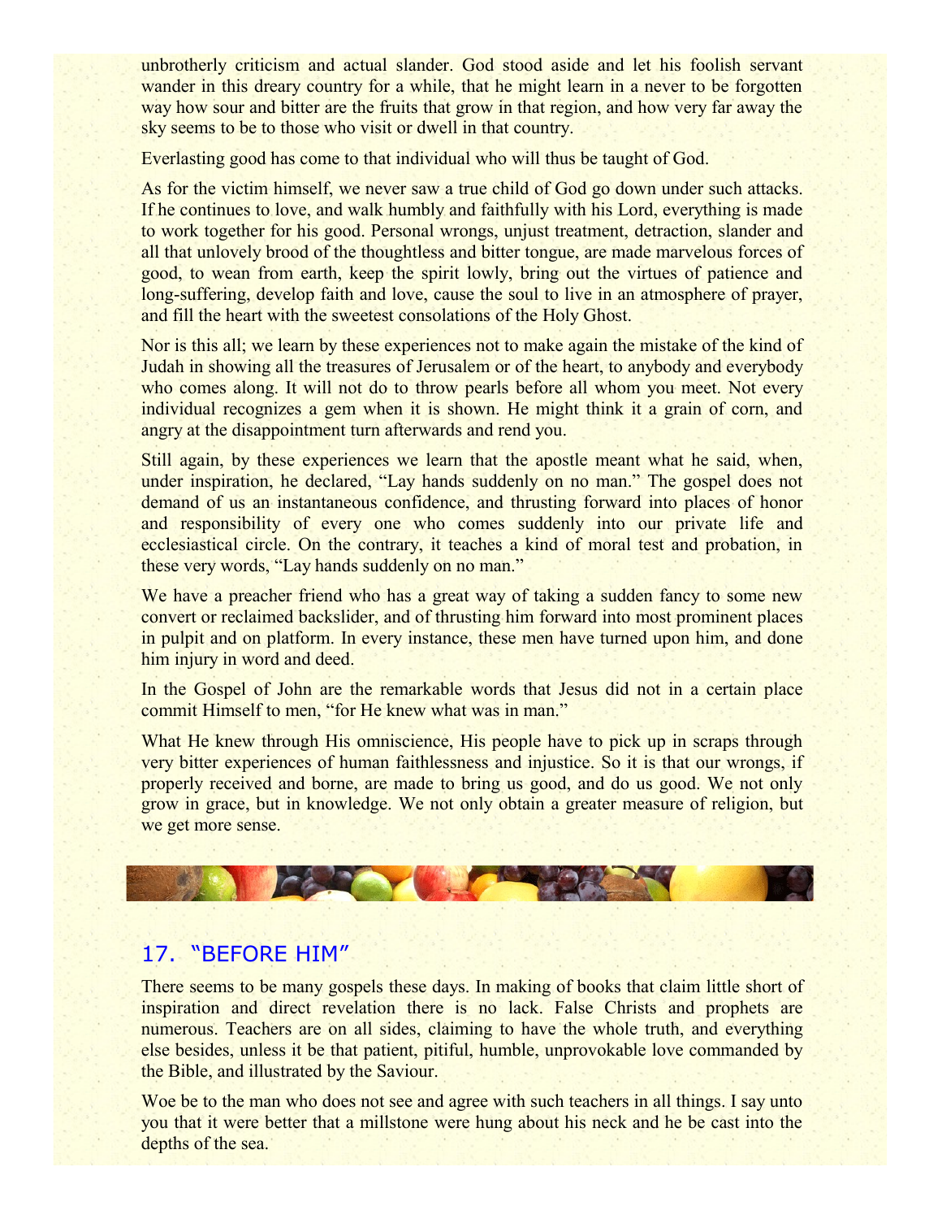unbrotherly criticism and actual slander. God stood aside and let his foolish servant wander in this dreary country for a while, that he might learn in a never to be forgotten way how sour and bitter are the fruits that grow in that region, and how very far away the sky seems to be to those who visit or dwell in that country.

Everlasting good has come to that individual who will thus be taught of God.

As for the victim himself, we never saw a true child of God go down under such attacks. If he continues to love, and walk humbly and faithfully with his Lord, everything is made to work together for his good. Personal wrongs, unjust treatment, detraction, slander and all that unlovely brood of the thoughtless and bitter tongue, are made marvelous forces of good, to wean from earth, keep the spirit lowly, bring out the virtues of patience and long-suffering, develop faith and love, cause the soul to live in an atmosphere of prayer, and fill the heart with the sweetest consolations of the Holy Ghost.

Nor is this all; we learn by these experiences not to make again the mistake of the kind of Judah in showing all the treasures of Jerusalem or of the heart, to anybody and everybody who comes along. It will not do to throw pearls before all whom you meet. Not every individual recognizes a gem when it is shown. He might think it a grain of corn, and angry at the disappointment turn afterwards and rend you.

Still again, by these experiences we learn that the apostle meant what he said, when, under inspiration, he declared, “Lay hands suddenly on no man.” The gospel does not demand of us an instantaneous confidence, and thrusting forward into places of honor and responsibility of every one who comes suddenly into our private life and ecclesiastical circle. On the contrary, it teaches a kind of moral test and probation, in these very words, “Lay hands suddenly on no man.”

We have a preacher friend who has a great way of taking a sudden fancy to some new convert or reclaimed backslider, and of thrusting him forward into most prominent places in pulpit and on platform. In every instance, these men have turned upon him, and done him injury in word and deed.

In the Gospel of John are the remarkable words that Jesus did not in a certain place commit Himself to men, “for He knew what was in man.”

What He knew through His omniscience, His people have to pick up in scraps through very bitter experiences of human faithlessness and injustice. So it is that our wrongs, if properly received and borne, are made to bring us good, and do us good. We not only grow in grace, but in knowledge. We not only obtain a greater measure of religion, but we get more sense.

## 17. “BEFORE HIM”

There seems to be many gospels these days. In making of books that claim little short of inspiration and direct revelation there is no lack. False Christs and prophets are numerous. Teachers are on all sides, claiming to have the whole truth, and everything else besides, unless it be that patient, pitiful, humble, unprovokable love commanded by the Bible, and illustrated by the Saviour.

Woe be to the man who does not see and agree with such teachers in all things. I say unto you that it were better that a millstone were hung about his neck and he be cast into the depths of the sea.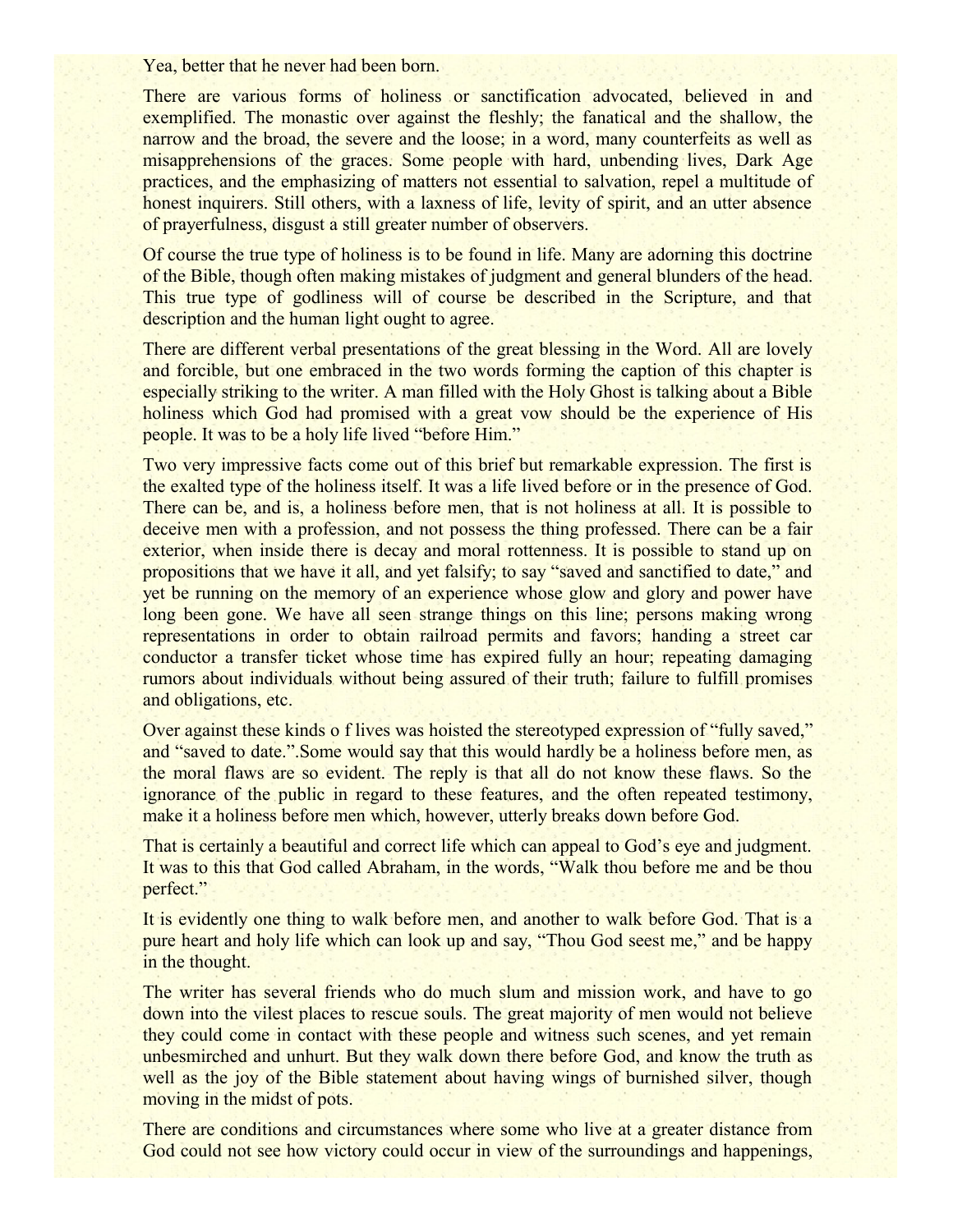Yea, better that he never had been born.

There are various forms of holiness or sanctification advocated, believed in and exemplified. The monastic over against the fleshly; the fanatical and the shallow, the narrow and the broad, the severe and the loose; in a word, many counterfeits as well as misapprehensions of the graces. Some people with hard, unbending lives, Dark Age practices, and the emphasizing of matters not essential to salvation, repel a multitude of honest inquirers. Still others, with a laxness of life, levity of spirit, and an utter absence of prayerfulness, disgust a still greater number of observers.

Of course the true type of holiness is to be found in life. Many are adorning this doctrine of the Bible, though often making mistakes of judgment and general blunders of the head. This true type of godliness will of course be described in the Scripture, and that description and the human light ought to agree.

There are different verbal presentations of the great blessing in the Word. All are lovely and forcible, but one embraced in the two words forming the caption of this chapter is especially striking to the writer. A man filled with the Holy Ghost is talking about a Bible holiness which God had promised with a great vow should be the experience of His people. It was to be a holy life lived "before Him."

Two very impressive facts come out of this brief but remarkable expression. The first is the exalted type of the holiness itself. It was a life lived before or in the presence of God. There can be, and is, a holiness before men, that is not holiness at all. It is possible to deceive men with a profession, and not possess the thing professed. There can be a fair exterior, when inside there is decay and moral rottenness. It is possible to stand up on propositions that we have it all, and yet falsify; to say "saved and sanctified to date," and yet be running on the memory of an experience whose glow and glory and power have long been gone. We have all seen strange things on this line; persons making wrong representations in order to obtain railroad permits and favors; handing a street car conductor a transfer ticket whose time has expired fully an hour; repeating damaging rumors about individuals without being assured of their truth; failure to fulfill promises and obligations, etc.

Over against these kinds o f lives was hoisted the stereotyped expression of "fully saved," and "saved to date.".Some would say that this would hardly be a holiness before men, as the moral flaws are so evident. The reply is that all do not know these flaws. So the ignorance of the public in regard to these features, and the often repeated testimony, make it a holiness before men which, however, utterly breaks down before God.

That is certainly a beautiful and correct life which can appeal to God's eye and judgment. It was to this that God called Abraham, in the words, "Walk thou before me and be thou perfect."

It is evidently one thing to walk before men, and another to walk before God. That is a pure heart and holy life which can look up and say, "Thou God seest me," and be happy in the thought.

The writer has several friends who do much slum and mission work, and have to go down into the vilest places to rescue souls. The great majority of men would not believe they could come in contact with these people and witness such scenes, and yet remain unbesmirched and unhurt. But they walk down there before God, and know the truth as well as the joy of the Bible statement about having wings of burnished silver, though moving in the midst of pots.

There are conditions and circumstances where some who live at a greater distance from God could not see how victory could occur in view of the surroundings and happenings,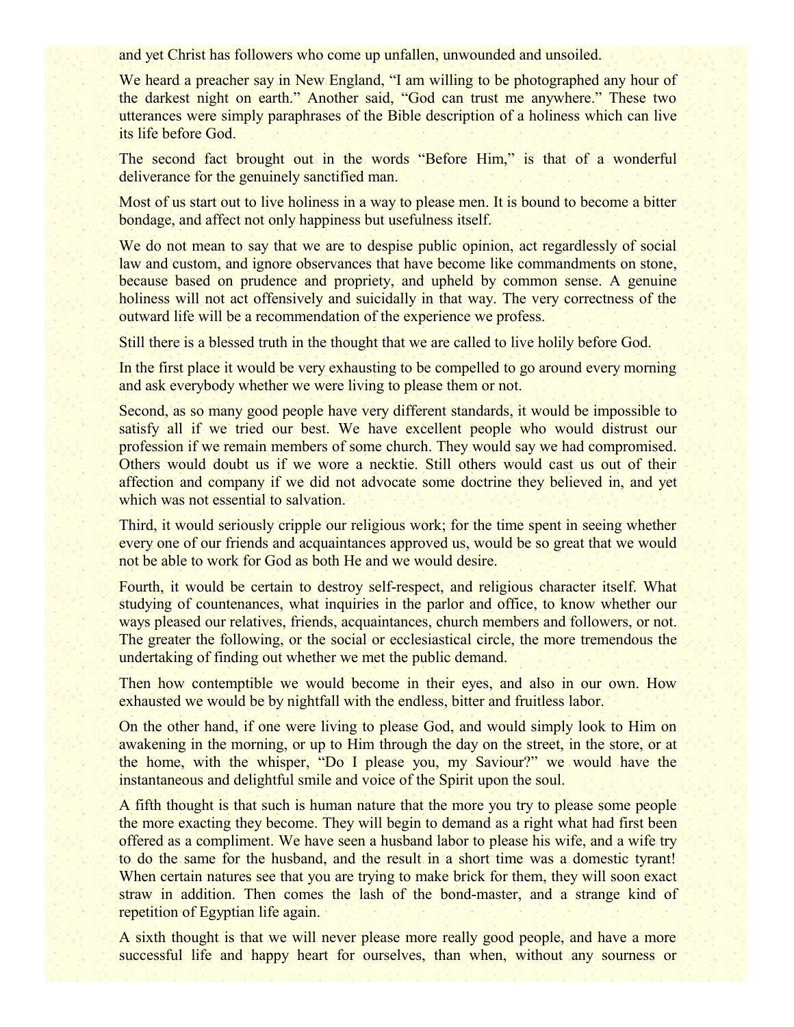and yet Christ has followers who come up unfallen, unwounded and unsoiled.

We heard a preacher say in New England, "I am willing to be photographed any hour of the darkest night on earth." Another said, "God can trust me anywhere." These two utterances were simply paraphrases of the Bible description of a holiness which can live its life before God.

The second fact brought out in the words "Before Him," is that of a wonderful deliverance for the genuinely sanctified man.

Most of us start out to live holiness in a way to please men. It is bound to become a bitter bondage, and affect not only happiness but usefulness itself.

We do not mean to say that we are to despise public opinion, act regardlessly of social law and custom, and ignore observances that have become like commandments on stone, because based on prudence and propriety, and upheld by common sense. A genuine holiness will not act offensively and suicidally in that way. The very correctness of the outward life will be a recommendation of the experience we profess.

Still there is a blessed truth in the thought that we are called to live holily before God.

In the first place it would be very exhausting to be compelled to go around every morning and ask everybody whether we were living to please them or not.

Second, as so many good people have very different standards, it would be impossible to satisfy all if we tried our best. We have excellent people who would distrust our profession if we remain members of some church. They would say we had compromised. Others would doubt us if we wore a necktie. Still others would cast us out of their affection and company if we did not advocate some doctrine they believed in, and yet which was not essential to salvation.

Third, it would seriously cripple our religious work; for the time spent in seeing whether every one of our friends and acquaintances approved us, would be so great that we would not be able to work for God as both He and we would desire.

Fourth, it would be certain to destroy self-respect, and religious character itself. What studying of countenances, what inquiries in the parlor and office, to know whether our ways pleased our relatives, friends, acquaintances, church members and followers, or not. The greater the following, or the social or ecclesiastical circle, the more tremendous the undertaking of finding out whether we met the public demand.

Then how contemptible we would become in their eyes, and also in our own. How exhausted we would be by nightfall with the endless, bitter and fruitless labor.

On the other hand, if one were living to please God, and would simply look to Him on awakening in the morning, or up to Him through the day on the street, in the store, or at the home, with the whisper, "Do I please you, my Saviour?" we would have the instantaneous and delightful smile and voice of the Spirit upon the soul.

A fifth thought is that such is human nature that the more you try to please some people the more exacting they become. They will begin to demand as a right what had first been offered as a compliment. We have seen a husband labor to please his wife, and a wife try to do the same for the husband, and the result in a short time was a domestic tyrant! When certain natures see that you are trying to make brick for them, they will soon exact straw in addition. Then comes the lash of the bond-master, and a strange kind of repetition of Egyptian life again.

A sixth thought is that we will never please more really good people, and have a more successful life and happy heart for ourselves, than when, without any sourness or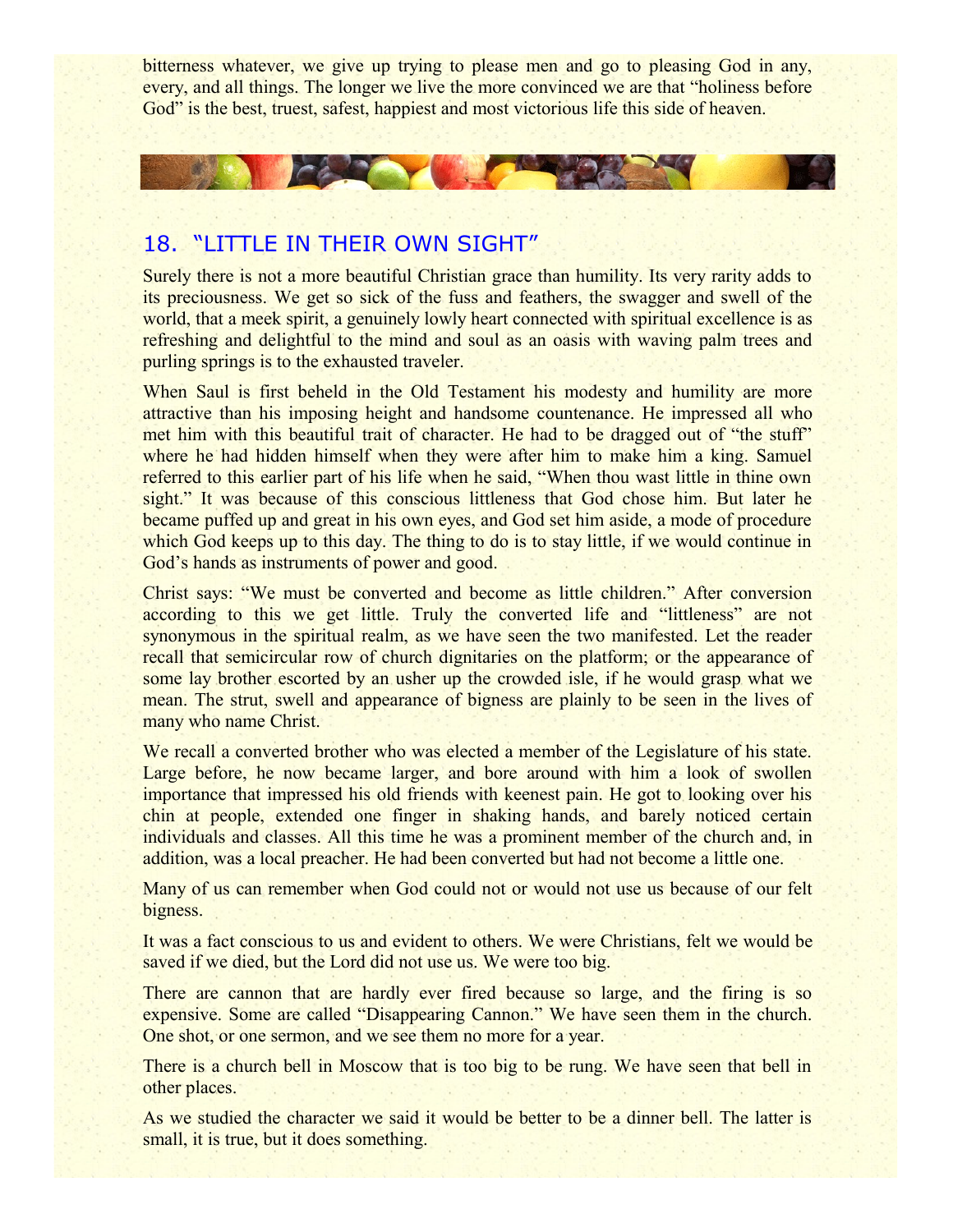bitterness whatever, we give up trying to please men and go to pleasing God in any, every, and all things. The longer we live the more convinced we are that “holiness before God” is the best, truest, safest, happiest and most victorious life this side of heaven.

## 18. “LITTLE IN THEIR OWN SIGHT”

Surely there is not a more beautiful Christian grace than humility. Its very rarity adds to its preciousness. We get so sick of the fuss and feathers, the swagger and swell of the world, that a meek spirit, a genuinely lowly heart connected with spiritual excellence is as refreshing and delightful to the mind and soul as an oasis with waving palm trees and purling springs is to the exhausted traveler.

When Saul is first beheld in the Old Testament his modesty and humility are more attractive than his imposing height and handsome countenance. He impressed all who met him with this beautiful trait of character. He had to be dragged out of “the stuff” where he had hidden himself when they were after him to make him a king. Samuel referred to this earlier part of his life when he said, “When thou wast little in thine own sight.” It was because of this conscious littleness that God chose him. But later he became puffed up and great in his own eyes, and God set him aside, a mode of procedure which God keeps up to this day. The thing to do is to stay little, if we would continue in God’s hands as instruments of power and good.

Christ says: “We must be converted and become as little children.” After conversion according to this we get little. Truly the converted life and “littleness” are not synonymous in the spiritual realm, as we have seen the two manifested. Let the reader recall that semicircular row of church dignitaries on the platform; or the appearance of some lay brother escorted by an usher up the crowded isle, if he would grasp what we mean. The strut, swell and appearance of bigness are plainly to be seen in the lives of many who name Christ.

We recall a converted brother who was elected a member of the Legislature of his state. Large before, he now became larger, and bore around with him a look of swollen importance that impressed his old friends with keenest pain. He got to looking over his chin at people, extended one finger in shaking hands, and barely noticed certain individuals and classes. All this time he was a prominent member of the church and, in addition, was a local preacher. He had been converted but had not become a little one.

Many of us can remember when God could not or would not use us because of our felt bigness.

It was a fact conscious to us and evident to others. We were Christians, felt we would be saved if we died, but the Lord did not use us. We were too big.

There are cannon that are hardly ever fired because so large, and the firing is so expensive. Some are called “Disappearing Cannon.” We have seen them in the church. One shot, or one sermon, and we see them no more for a year.

There is a church bell in Moscow that is too big to be rung. We have seen that bell in other places.

As we studied the character we said it would be better to be a dinner bell. The latter is small, it is true, but it does something.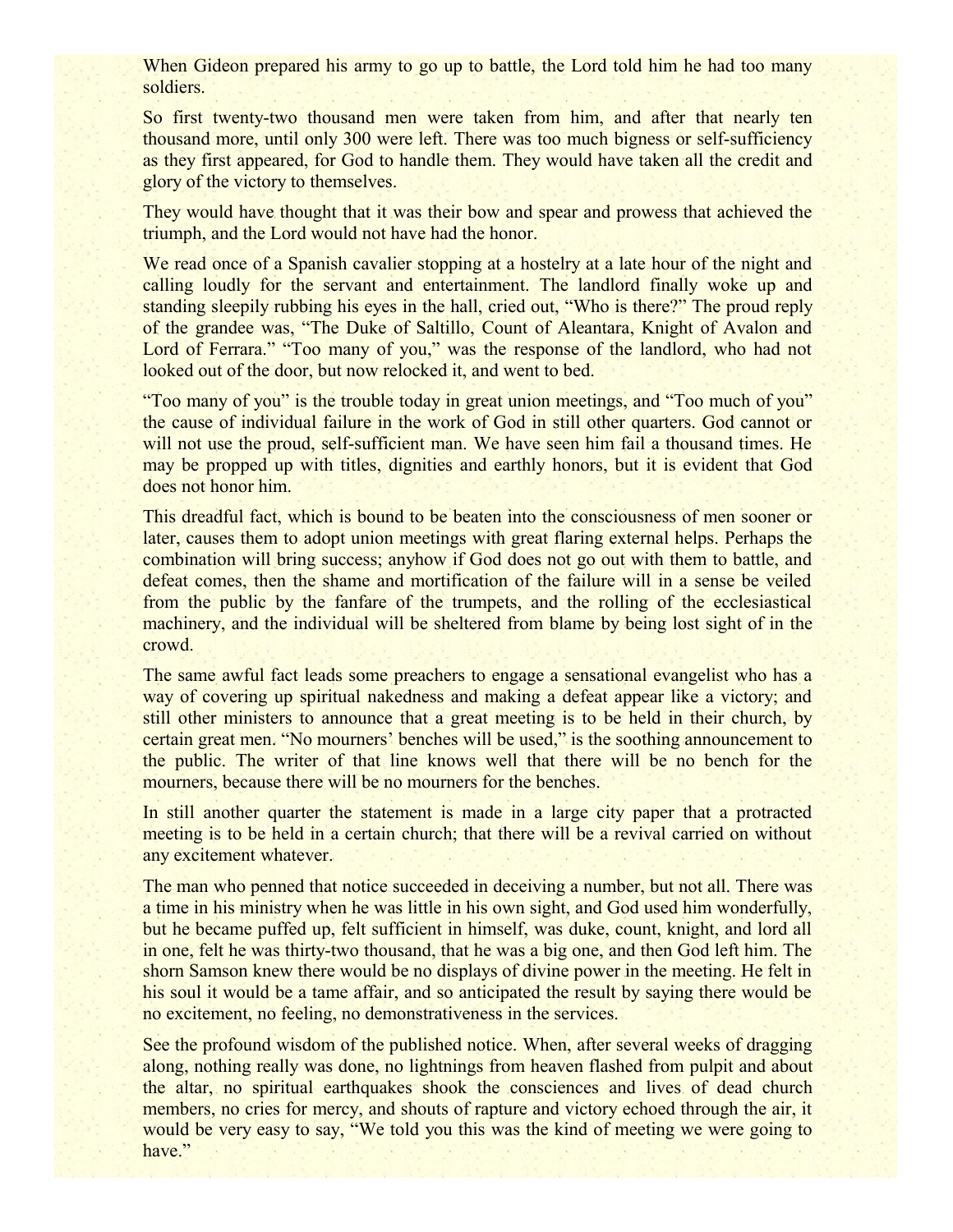When Gideon prepared his army to go up to battle, the Lord told him he had too many soldiers.

So first twenty-two thousand men were taken from him, and after that nearly ten thousand more, until only 300 were left. There was too much bigness or self-sufficiency as they first appeared, for God to handle them. They would have taken all the credit and glory of the victory to themselves.

They would have thought that it was their bow and spear and prowess that achieved the triumph, and the Lord would not have had the honor.

We read once of a Spanish cavalier stopping at a hostelry at a late hour of the night and calling loudly for the servant and entertainment. The landlord finally woke up and standing sleepily rubbing his eyes in the hall, cried out, "Who is there?" The proud reply of the grandee was, "The Duke of Saltillo, Count of Aleantara, Knight of Avalon and Lord of Ferrara." "Too many of you," was the response of the landlord, who had not looked out of the door, but now relocked it, and went to bed.

"Too many of you" is the trouble today in great union meetings, and "Too much of you" the cause of individual failure in the work of God in still other quarters. God cannot or will not use the proud, self-sufficient man. We have seen him fail a thousand times. He may be propped up with titles, dignities and earthly honors, but it is evident that God does not honor him.

This dreadful fact, which is bound to be beaten into the consciousness of men sooner or later, causes them to adopt union meetings with great flaring external helps. Perhaps the combination will bring success; anyhow if God does not go out with them to battle, and defeat comes, then the shame and mortification of the failure will in a sense be veiled from the public by the fanfare of the trumpets, and the rolling of the ecclesiastical machinery, and the individual will be sheltered from blame by being lost sight of in the crowd.

The same awful fact leads some preachers to engage a sensational evangelist who has a way of covering up spiritual nakedness and making a defeat appear like a victory; and still other ministers to announce that a great meeting is to be held in their church, by certain great men. "No mourners' benches will be used," is the soothing announcement to the public. The writer of that line knows well that there will be no bench for the mourners, because there will be no mourners for the benches.

In still another quarter the statement is made in a large city paper that a protracted meeting is to be held in a certain church; that there will be a revival carried on without any excitement whatever.

The man who penned that notice succeeded in deceiving a number, but not all. There was a time in his ministry when he was little in his own sight, and God used him wonderfully, but he became puffed up, felt sufficient in himself, was duke, count, knight, and lord all in one, felt he was thirty-two thousand, that he was a big one, and then God left him. The shorn Samson knew there would be no displays of divine power in the meeting. He felt in his soul it would be a tame affair, and so anticipated the result by saying there would be no excitement, no feeling, no demonstrativeness in the services.

See the profound wisdom of the published notice. When, after several weeks of dragging along, nothing really was done, no lightnings from heaven flashed from pulpit and about the altar, no spiritual earthquakes shook the consciences and lives of dead church members, no cries for mercy, and shouts of rapture and victory echoed through the air, it would be very easy to say, "We told you this was the kind of meeting we were going to have."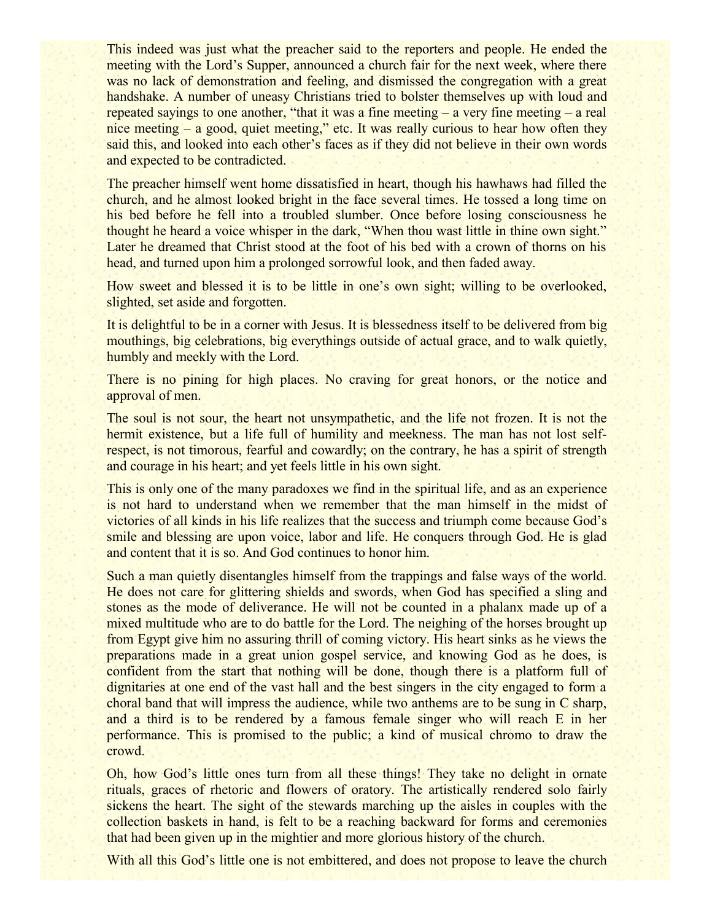This indeed was just what the preacher said to the reporters and people. He ended the meeting with the Lord's Supper, announced a church fair for the next week, where there was no lack of demonstration and feeling, and dismissed the congregation with a great handshake. A number of uneasy Christians tried to bolster themselves up with loud and repeated sayings to one another, "that it was a fine meeting – a very fine meeting – a real nice meeting – a good, quiet meeting," etc. It was really curious to hear how often they said this, and looked into each other's faces as if they did not believe in their own words and expected to be contradicted.

The preacher himself went home dissatisfied in heart, though his hawhaws had filled the church, and he almost looked bright in the face several times. He tossed a long time on his bed before he fell into a troubled slumber. Once before losing consciousness he thought he heard a voice whisper in the dark, "When thou wast little in thine own sight." Later he dreamed that Christ stood at the foot of his bed with a crown of thorns on his head, and turned upon him a prolonged sorrowful look, and then faded away.

How sweet and blessed it is to be little in one's own sight; willing to be overlooked, slighted, set aside and forgotten.

It is delightful to be in a corner with Jesus. It is blessedness itself to be delivered from big mouthings, big celebrations, big everythings outside of actual grace, and to walk quietly, humbly and meekly with the Lord.

There is no pining for high places. No craving for great honors, or the notice and approval of men.

The soul is not sour, the heart not unsympathetic, and the life not frozen. It is not the hermit existence, but a life full of humility and meekness. The man has not lost self-respect, is not timorous, fearful and cowardly; on the contrary, he has a spirit of strength and courage in his heart; and yet feels little in his own sight.

This is only one of the many paradoxes we find in the spiritual life, and as an experience is not hard to understand when we remember that the man himself in the midst of victories of all kinds in his life realizes that the success and triumph come because God's smile and blessing are upon voice, labor and life. He conquers through God. He is glad and content that it is so. And God continues to honor him.

Such a man quietly disentangles himself from the trappings and false ways of the world. He does not care for glittering shields and swords, when God has specified a sling and stones as the mode of deliverance. He will not be counted in a phalanx made up of a mixed multitude who are to do battle for the Lord. The neighing of the horses brought up from Egypt give him no assuring thrill of coming victory. His heart sinks as he views the preparations made in a great union gospel service, and knowing God as he does, is confident from the start that nothing will be done, though there is a platform full of dignitaries at one end of the vast hall and the best singers in the city engaged to form a choral band that will impress the audience, while two anthems are to be sung in C sharp, and a third is to be rendered by a famous female singer who will reach E in her performance. This is promised to the public; a kind of musical chromo to draw the crowd.

Oh, how God's little ones turn from all these things! They take no delight in ornate rituals, graces of rhetoric and flowers of oratory. The artistically rendered solo fairly sickens the heart. The sight of the stewards marching up the aisles in couples with the collection baskets in hand, is felt to be a reaching backward for forms and ceremonies that had been given up in the mightier and more glorious history of the church.

With all this God's little one is not embittered, and does not propose to leave the church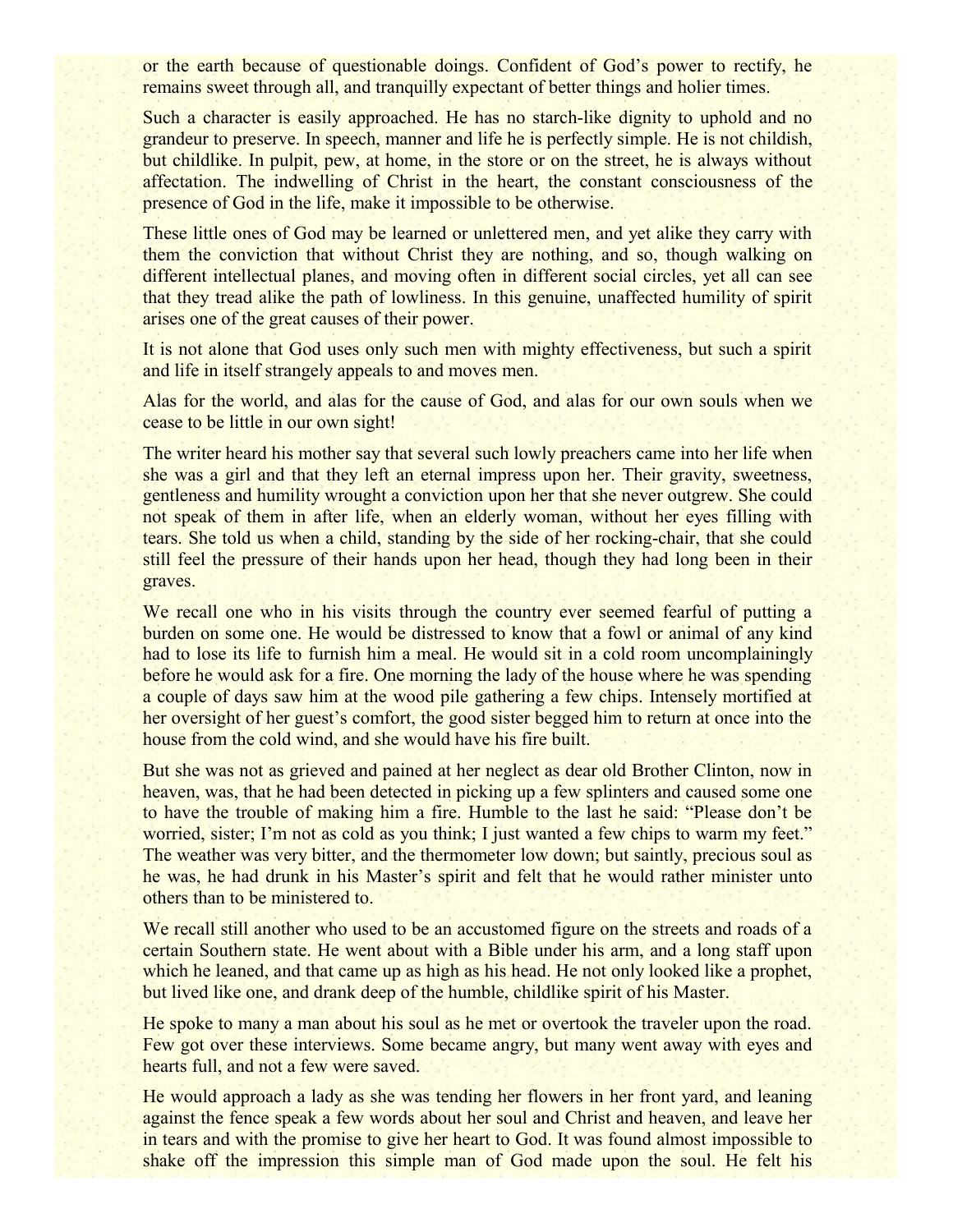or the earth because of questionable doings. Confident of God's power to rectify, he remains sweet through all, and tranquilly expectant of better things and holier times.

Such a character is easily approached. He has no starch-like dignity to uphold and no grandeur to preserve. In speech, manner and life he is perfectly simple. He is not childish, but childlike. In pulpit, pew, at home, in the store or on the street, he is always without affectation. The indwelling of Christ in the heart, the constant consciousness of the presence of God in the life, make it impossible to be otherwise.

These little ones of God may be learned or unlettered men, and yet alike they carry with them the conviction that without Christ they are nothing, and so, though walking on different intellectual planes, and moving often in different social circles, yet all can see that they tread alike the path of lowliness. In this genuine, unaffected humility of spirit arises one of the great causes of their power.

It is not alone that God uses only such men with mighty effectiveness, but such a spirit and life in itself strangely appeals to and moves men.

Alas for the world, and alas for the cause of God, and alas for our own souls when we cease to be little in our own sight!

The writer heard his mother say that several such lowly preachers came into her life when she was a girl and that they left an eternal impress upon her. Their gravity, sweetness, gentleness and humility wrought a conviction upon her that she never outgrew. She could not speak of them in after life, when an elderly woman, without her eyes filling with tears. She told us when a child, standing by the side of her rocking-chair, that she could still feel the pressure of their hands upon her head, though they had long been in their graves.

We recall one who in his visits through the country ever seemed fearful of putting a burden on some one. He would be distressed to know that a fowl or animal of any kind had to lose its life to furnish him a meal. He would sit in a cold room uncomplainingly before he would ask for a fire. One morning the lady of the house where he was spending a couple of days saw him at the wood pile gathering a few chips. Intensely mortified at her oversight of her guest's comfort, the good sister begged him to return at once into the house from the cold wind, and she would have his fire built.

But she was not as grieved and pained at her neglect as dear old Brother Clinton, now in heaven, was, that he had been detected in picking up a few splinters and caused some one to have the trouble of making him a fire. Humble to the last he said: "Please don't be worried, sister; I'm not as cold as you think; I just wanted a few chips to warm my feet." The weather was very bitter, and the thermometer low down; but saintly, precious soul as he was, he had drunk in his Master's spirit and felt that he would rather minister unto others than to be ministered to.

We recall still another who used to be an accustomed figure on the streets and roads of a certain Southern state. He went about with a Bible under his arm, and a long staff upon which he leaned, and that came up as high as his head. He not only looked like a prophet, but lived like one, and drank deep of the humble, childlike spirit of his Master.

He spoke to many a man about his soul as he met or overtook the traveler upon the road. Few got over these interviews. Some became angry, but many went away with eyes and hearts full, and not a few were saved.

He would approach a lady as she was tending her flowers in her front yard, and leaning against the fence speak a few words about her soul and Christ and heaven, and leave her in tears and with the promise to give her heart to God. It was found almost impossible to shake off the impression this simple man of God made upon the soul. He felt his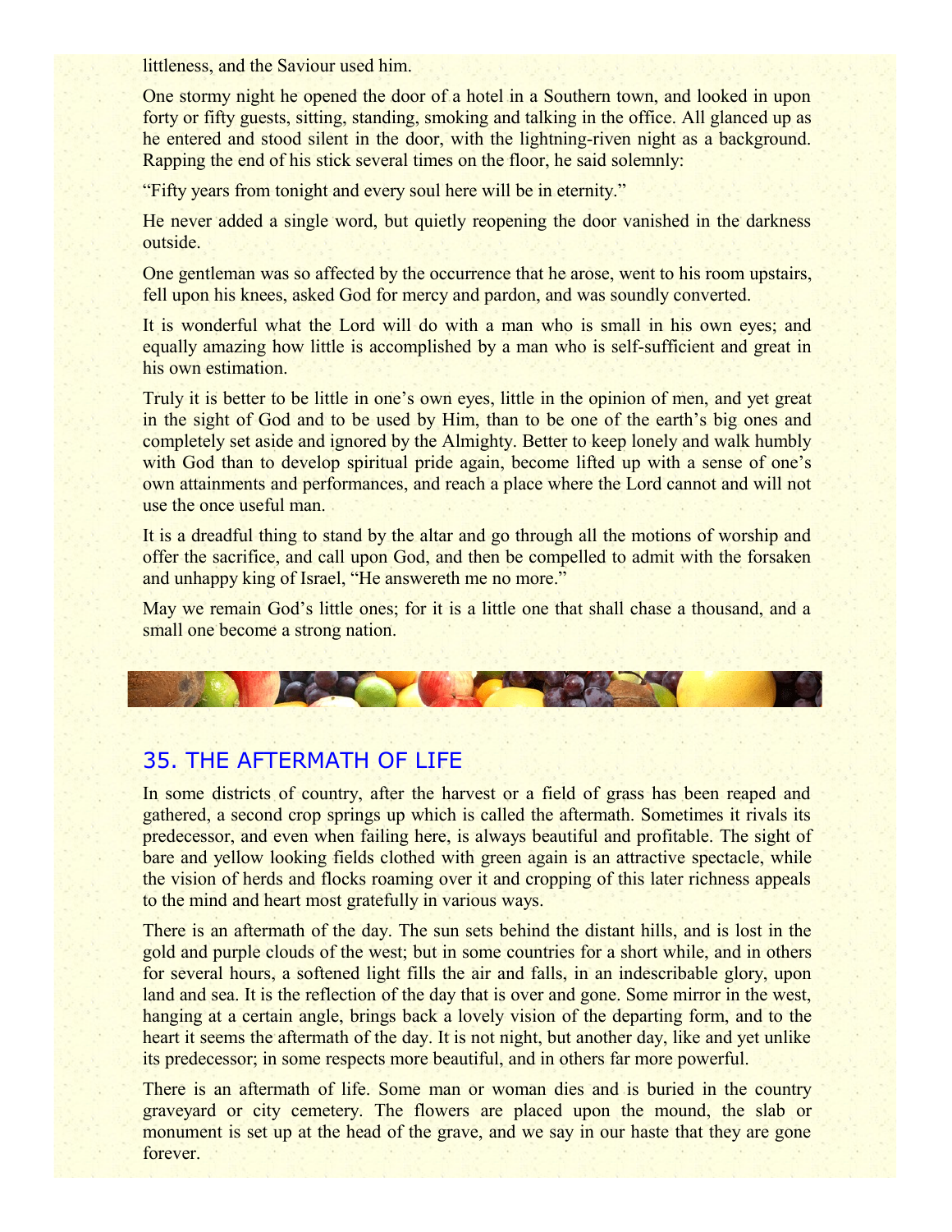littleness, and the Saviour used him.

One stormy night he opened the door of a hotel in a Southern town, and looked in upon forty or fifty guests, sitting, standing, smoking and talking in the office. All glanced up as he entered and stood silent in the door, with the lightning-riven night as a background. Rapping the end of his stick several times on the floor, he said solemnly:

“Fifty years from tonight and every soul here will be in eternity.”

He never added a single word, but quietly reopening the door vanished in the darkness outside.

One gentleman was so affected by the occurrence that he arose, went to his room upstairs, fell upon his knees, asked God for mercy and pardon, and was soundly converted.

It is wonderful what the Lord will do with a man who is small in his own eyes; and equally amazing how little is accomplished by a man who is self-sufficient and great in his own estimation.

Truly it is better to be little in one’s own eyes, little in the opinion of men, and yet great in the sight of God and to be used by Him, than to be one of the earth’s big ones and completely set aside and ignored by the Almighty. Better to keep lonely and walk humbly with God than to develop spiritual pride again, become lifted up with a sense of one’s own attainments and performances, and reach a place where the Lord cannot and will not use the once useful man.

It is a dreadful thing to stand by the altar and go through all the motions of worship and offer the sacrifice, and call upon God, and then be compelled to admit with the forsaken and unhappy king of Israel, “He answereth me no more.”

May we remain God’s little ones; for it is a little one that shall chase a thousand, and a small one become a strong nation.

## 35. THE AFTERMATH OF LIFE

In some districts of country, after the harvest or a field of grass has been reaped and gathered, a second crop springs up which is called the aftermath. Sometimes it rivals its predecessor, and even when failing here, is always beautiful and profitable. The sight of bare and yellow looking fields clothed with green again is an attractive spectacle, while the vision of herds and flocks roaming over it and cropping of this later richness appeals to the mind and heart most gratefully in various ways.

There is an aftermath of the day. The sun sets behind the distant hills, and is lost in the gold and purple clouds of the west; but in some countries for a short while, and in others for several hours, a softened light fills the air and falls, in an indescribable glory, upon land and sea. It is the reflection of the day that is over and gone. Some mirror in the west, hanging at a certain angle, brings back a lovely vision of the departing form, and to the heart it seems the aftermath of the day. It is not night, but another day, like and yet unlike its predecessor; in some respects more beautiful, and in others far more powerful.

There is an aftermath of life. Some man or woman dies and is buried in the country graveyard or city cemetery. The flowers are placed upon the mound, the slab or monument is set up at the head of the grave, and we say in our haste that they are gone forever.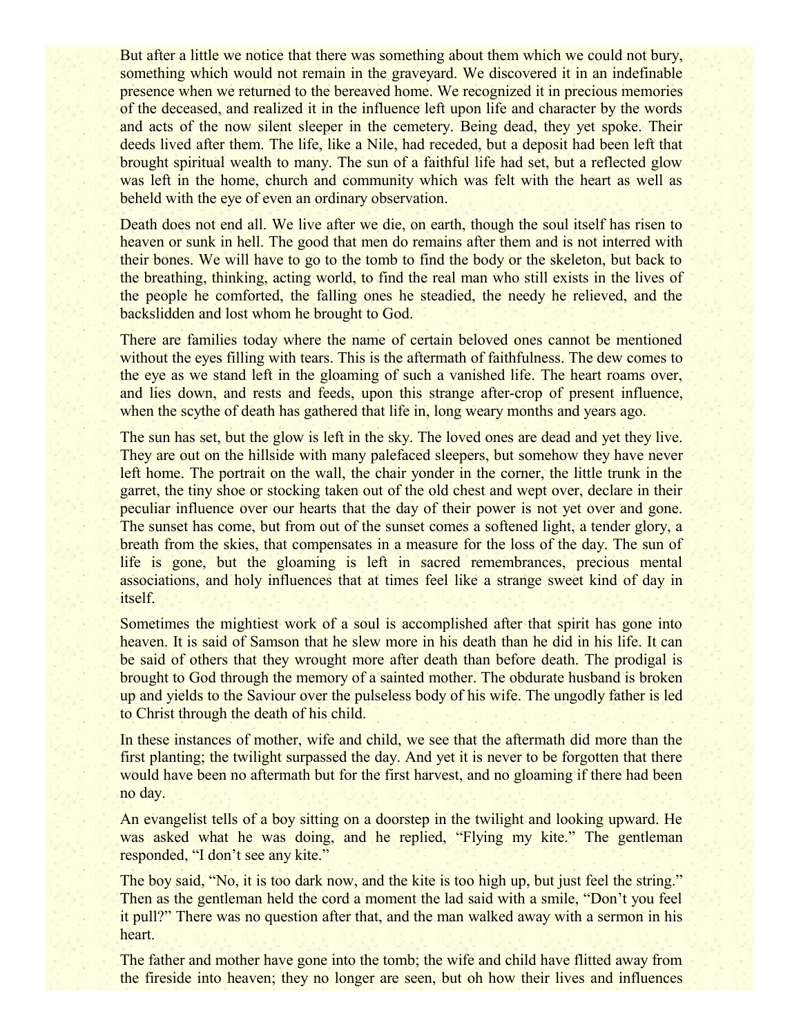But after a little we notice that there was something about them which we could not bury, something which would not remain in the graveyard. We discovered it in an indefinable presence when we returned to the bereaved home. We recognized it in precious memories of the deceased, and realized it in the influence left upon life and character by the words and acts of the now silent sleeper in the cemetery. Being dead, they yet spoke. Their deeds lived after them. The life, like a Nile, had receded, but a deposit had been left that brought spiritual wealth to many. The sun of a faithful life had set, but a reflected glow was left in the home, church and community which was felt with the heart as well as beheld with the eye of even an ordinary observation.

Death does not end all. We live after we die, on earth, though the soul itself has risen to heaven or sunk in hell. The good that men do remains after them and is not interred with their bones. We will have to go to the tomb to find the body or the skeleton, but back to the breathing, thinking, acting world, to find the real man who still exists in the lives of the people he comforted, the falling ones he steadied, the needy he relieved, and the backslidden and lost whom he brought to God.

There are families today where the name of certain beloved ones cannot be mentioned without the eyes filling with tears. This is the aftermath of faithfulness. The dew comes to the eye as we stand left in the gloaming of such a vanished life. The heart roams over, and lies down, and rests and feeds, upon this strange after-crop of present influence, when the scythe of death has gathered that life in, long weary months and years ago.

The sun has set, but the glow is left in the sky. The loved ones are dead and yet they live. They are out on the hillside with many palefaced sleepers, but somehow they have never left home. The portrait on the wall, the chair yonder in the corner, the little trunk in the garret, the tiny shoe or stocking taken out of the old chest and wept over, declare in their peculiar influence over our hearts that the day of their power is not yet over and gone. The sunset has come, but from out of the sunset comes a softened light, a tender glory, a breath from the skies, that compensates in a measure for the loss of the day. The sun of life is gone, but the gloaming is left in sacred remembrances, precious mental associations, and holy influences that at times feel like a strange sweet kind of day in itself.

Sometimes the mightiest work of a soul is accomplished after that spirit has gone into heaven. It is said of Samson that he slew more in his death than he did in his life. It can be said of others that they wrought more after death than before death. The prodigal is brought to God through the memory of a sainted mother. The obdurate husband is broken up and yields to the Saviour over the pulseless body of his wife. The ungodly father is led to Christ through the death of his child.

In these instances of mother, wife and child, we see that the aftermath did more than the first planting; the twilight surpassed the day. And yet it is never to be forgotten that there would have been no aftermath but for the first harvest, and no gloaming if there had been no day.

An evangelist tells of a boy sitting on a doorstep in the twilight and looking upward. He was asked what he was doing, and he replied, "Flying my kite." The gentleman responded, "I don't see any kite."

The boy said, "No, it is too dark now, and the kite is too high up, but just feel the string." Then as the gentleman held the cord a moment the lad said with a smile, "Don't you feel it pull?" There was no question after that, and the man walked away with a sermon in his heart.

The father and mother have gone into the tomb; the wife and child have flitted away from the fireside into heaven; they no longer are seen, but oh how their lives and influences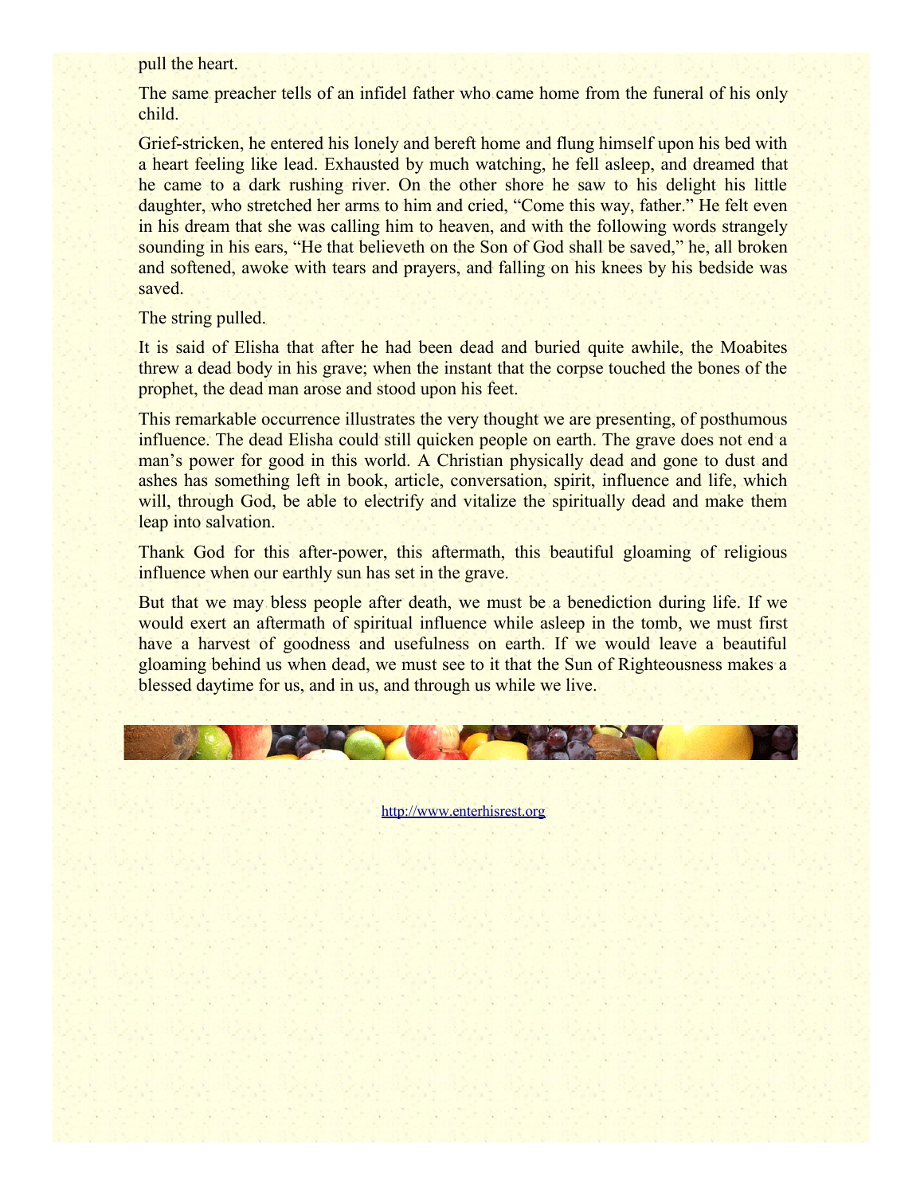pull the heart.

The same preacher tells of an infidel father who came home from the funeral of his only child.

Grief-stricken, he entered his lonely and bereft home and flung himself upon his bed with a heart feeling like lead. Exhausted by much watching, he fell asleep, and dreamed that he came to a dark rushing river. On the other shore he saw to his delight his little daughter, who stretched her arms to him and cried, “Come this way, father.” He felt even in his dream that she was calling him to heaven, and with the following words strangely sounding in his ears, “He that believeth on the Son of God shall be saved,” he, all broken and softened, awoke with tears and prayers, and falling on his knees by his bedside was saved.

The string pulled.

It is said of Elisha that after he had been dead and buried quite awhile, the Moabites threw a dead body in his grave; when the instant that the corpse touched the bones of the prophet, the dead man arose and stood upon his feet.

This remarkable occurrence illustrates the very thought we are presenting, of posthumous influence. The dead Elisha could still quicken people on earth. The grave does not end a man’s power for good in this world. A Christian physically dead and gone to dust and ashes has something left in book, article, conversation, spirit, influence and life, which will, through God, be able to electrify and vitalize the spiritually dead and make them leap into salvation.

Thank God for this after-power, this aftermath, this beautiful gloaming of religious influence when our earthly sun has set in the grave.

But that we may bless people after death, we must be a benediction during life. If we would exert an aftermath of spiritual influence while asleep in the tomb, we must first have a harvest of goodness and usefulness on earth. If we would leave a beautiful gloaming behind us when dead, we must see to it that the Sun of Righteousness makes a blessed daytime for us, and in us, and through us while we live.

http://www.enterhisrest.org